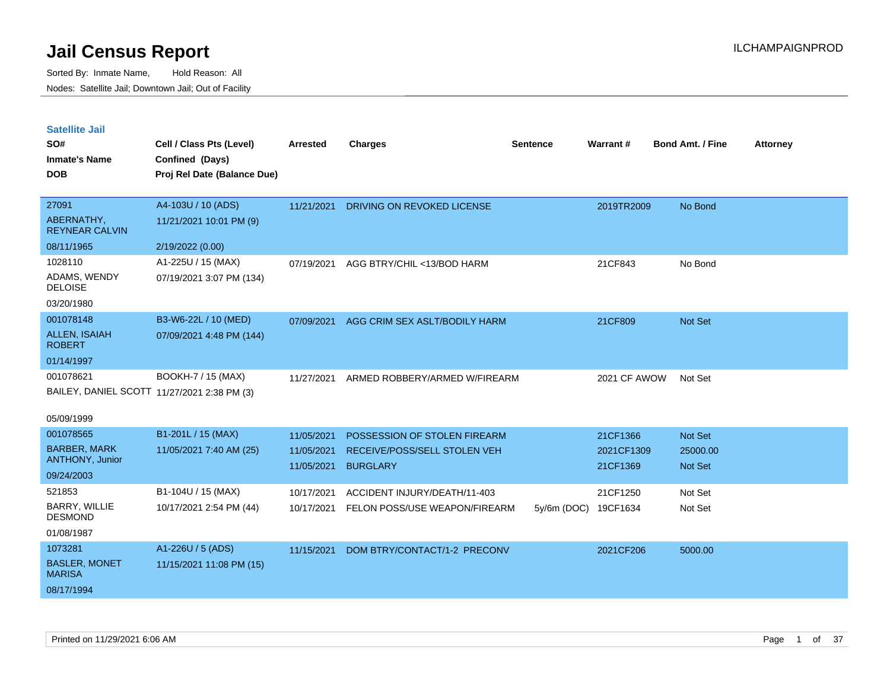# Jail Census Report

ILCHAMPAIGNPROD

Sorted By: Inmate Name, Hold Reason: All

Nodes: Satellite Jail; Downtown Jail; Out of Facility

## Satellite Jail

| SO# / Inmate's Name / DOB | Cell / Class Pts (Level) / Confined (Days) / Proj Rel Date (Balance Due) | Arrested | Charges | Sentence | Warrant # | Bond Amt. / Fine | Attorney |
|---|---|---|---|---|---|---|---|
| 27091<br>ABERNATHY, REYNEAR CALVIN<br>08/11/1965 | A4-103U / 10 (ADS)<br>11/21/2021 10:01 PM (9)<br>2/19/2022 (0.00) | 11/21/2021 | DRIVING ON REVOKED LICENSE | | 2019TR2009 | No Bond | |
| 1028110<br>ADAMS, WENDY DELOISE<br>03/20/1980 | A1-225U / 15 (MAX)<br>07/19/2021 3:07 PM (134) | 07/19/2021 | AGG BTRY/CHIL <13/BOD HARM | | 21CF843 | No Bond | |
| 001078148<br>ALLEN, ISAIAH ROBERT<br>01/14/1997 | B3-W6-22L / 10 (MED)<br>07/09/2021 4:48 PM (144) | 07/09/2021 | AGG CRIM SEX ASLT/BODILY HARM | | 21CF809 | Not Set | |
| 001078621<br>BAILEY, DANIEL SCOTT<br>05/09/1999 | BOOKH-7 / 15 (MAX)<br>11/27/2021 2:38 PM (3) | 11/27/2021 | ARMED ROBBERY/ARMED W/FIREARM | | 2021 CF AWOW | Not Set | |
| 001078565<br>BARBER, MARK ANTHONY, Junior<br>09/24/2003 | B1-201L / 15 (MAX)<br>11/05/2021 7:40 AM (25) | 11/05/2021 | POSSESSION OF STOLEN FIREARM | | 21CF1366 | Not Set | |
| | | 11/05/2021 | RECEIVE/POSS/SELL STOLEN VEH | | 2021CF1309 | 25000.00 | |
| | | 11/05/2021 | BURGLARY | | 21CF1369 | Not Set | |
| 521853<br>BARRY, WILLIE DESMOND<br>01/08/1987 | B1-104U / 15 (MAX)<br>10/17/2021 2:54 PM (44) | 10/17/2021 | ACCIDENT INJURY/DEATH/11-403 | | 21CF1250 | Not Set | |
| | | 10/17/2021 | FELON POSS/USE WEAPON/FIREARM | 5y/6m (DOC) | 19CF1634 | Not Set | |
| 1073281<br>BASLER, MONET MARISA<br>08/17/1994 | A1-226U / 5 (ADS)<br>11/15/2021 11:08 PM (15) | 11/15/2021 | DOM BTRY/CONTACT/1-2 PRECONV | | 2021CF206 | 5000.00 | |

Printed on 11/29/2021 6:06 AM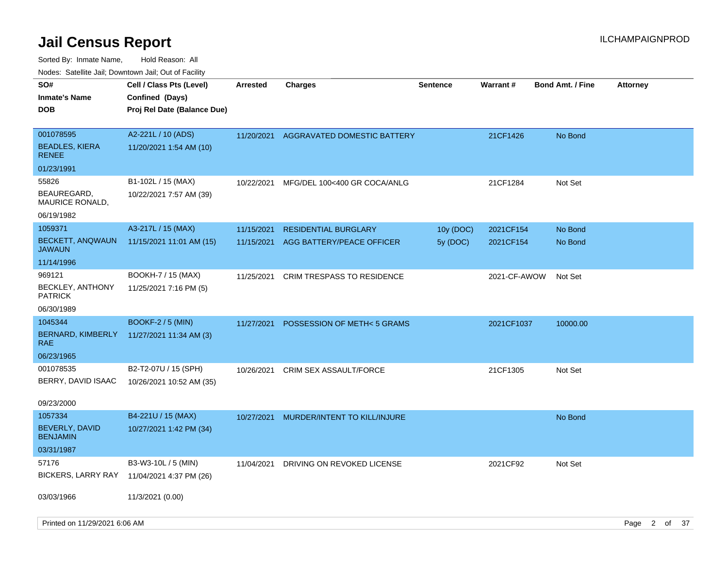# Jail Census Report

ILCHAMPAIGNPROD

Sorted By: Inmate Name, Hold Reason: All

Nodes: Satellite Jail; Downtown Jail; Out of Facility

| SO# / Inmate's Name / DOB | Cell / Class Pts (Level) / Confined (Days) / Proj Rel Date (Balance Due) | Arrested | Charges | Sentence | Warrant # | Bond Amt. / Fine | Attorney |
|---|---|---|---|---|---|---|---|
| 001078595 BEADLES, KIERA RENEE 01/23/1991 | A2-221L / 10 (ADS) 11/20/2021 1:54 AM (10) | 11/20/2021 | AGGRAVATED DOMESTIC BATTERY | | 21CF1426 | No Bond | |
| 55826 BEAUREGARD, MAURICE RONALD, 06/19/1982 | B1-102L / 15 (MAX) 10/22/2021 7:57 AM (39) | 10/22/2021 | MFG/DEL 100<400 GR COCA/ANLG | | 21CF1284 | Not Set | |
| 1059371 BECKETT, ANQWAUN JAWAUN 11/14/1996 | A3-217L / 15 (MAX) 11/15/2021 11:01 AM (15) | 11/15/2021 | RESIDENTIAL BURGLARY | 10y (DOC) | 2021CF154 | No Bond | |
| | | 11/15/2021 | AGG BATTERY/PEACE OFFICER | 5y (DOC) | 2021CF154 | No Bond | |
| 969121 BECKLEY, ANTHONY PATRICK 06/30/1989 | BOOKH-7 / 15 (MAX) 11/25/2021 7:16 PM (5) | 11/25/2021 | CRIM TRESPASS TO RESIDENCE | | 2021-CF-AWOW | Not Set | |
| 1045344 BERNARD, KIMBERLY RAE 06/23/1965 | BOOKF-2 / 5 (MIN) 11/27/2021 11:34 AM (3) | 11/27/2021 | POSSESSION OF METH< 5 GRAMS | | 2021CF1037 | 10000.00 | |
| 001078535 BERRY, DAVID ISAAC 09/23/2000 | B2-T2-07U / 15 (SPH) 10/26/2021 10:52 AM (35) | 10/26/2021 | CRIM SEX ASSAULT/FORCE | | 21CF1305 | Not Set | |
| 1057334 BEVERLY, DAVID BENJAMIN 03/31/1987 | B4-221U / 15 (MAX) 10/27/2021 1:42 PM (34) | 10/27/2021 | MURDER/INTENT TO KILL/INJURE | | | No Bond | |
| 57176 BICKERS, LARRY RAY 03/03/1966 | B3-W3-10L / 5 (MIN) 11/04/2021 4:37 PM (26) 11/3/2021 (0.00) | 11/04/2021 | DRIVING ON REVOKED LICENSE | | 2021CF92 | Not Set | |

Printed on 11/29/2021 6:06 AM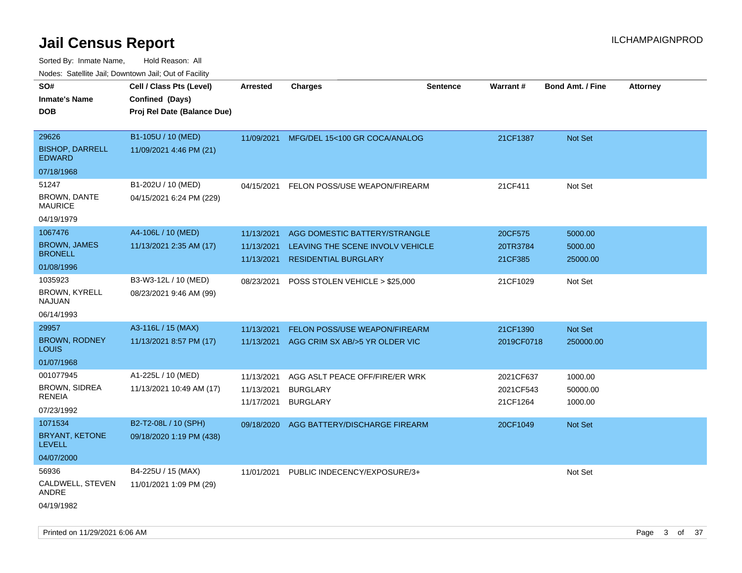# Jail Census Report

Sorted By: Inmate Name, Hold Reason: All

Nodes: Satellite Jail; Downtown Jail; Out of Facility

| SO# / Inmate's Name / DOB | Cell / Class Pts (Level) / Confined (Days) / Proj Rel Date (Balance Due) | Arrested | Charges | Sentence | Warrant # | Bond Amt. / Fine | Attorney |
|---|---|---|---|---|---|---|---|
| 29626<br>BISHOP, DARRELL EDWARD<br>07/18/1968 | B1-105U / 10 (MED)<br>11/09/2021 4:46 PM (21) | 11/09/2021 | MFG/DEL 15<100 GR COCA/ANALOG | | 21CF1387 | Not Set | |
| 51247<br>BROWN, DANTE MAURICE<br>04/19/1979 | B1-202U / 10 (MED)<br>04/15/2021 6:24 PM (229) | 04/15/2021 | FELON POSS/USE WEAPON/FIREARM | | 21CF411 | Not Set | |
| 1067476<br>BROWN, JAMES BRONELL<br>01/08/1996 | A4-106L / 10 (MED)<br>11/13/2021 2:35 AM (17) | 11/13/2021 | AGG DOMESTIC BATTERY/STRANGLE | | 20CF575 | 5000.00 | |
| | | 11/13/2021 | LEAVING THE SCENE INVOLV VEHICLE | | 20TR3784 | 5000.00 | |
| | | 11/13/2021 | RESIDENTIAL BURGLARY | | 21CF385 | 25000.00 | |
| 1035923<br>BROWN, KYRELL NAJUAN<br>06/14/1993 | B3-W3-12L / 10 (MED)<br>08/23/2021 9:46 AM (99) | 08/23/2021 | POSS STOLEN VEHICLE > $25,000 | | 21CF1029 | Not Set | |
| 29957<br>BROWN, RODNEY LOUIS<br>01/07/1968 | A3-116L / 15 (MAX)<br>11/13/2021 8:57 PM (17) | 11/13/2021 | FELON POSS/USE WEAPON/FIREARM | | 21CF1390 | Not Set | |
| | | 11/13/2021 | AGG CRIM SX AB/>5 YR OLDER VIC | | 2019CF0718 | 250000.00 | |
| 001077945<br>BROWN, SIDREA RENEIA<br>07/23/1992 | A1-225L / 10 (MED)<br>11/13/2021 10:49 AM (17) | 11/13/2021 | AGG ASLT PEACE OFF/FIRE/ER WRK | | 2021CF637 | 1000.00 | |
| | | 11/13/2021 | BURGLARY | | 2021CF543 | 50000.00 | |
| | | 11/17/2021 | BURGLARY | | 21CF1264 | 1000.00 | |
| 1071534<br>BRYANT, KETONE LEVELL<br>04/07/2000 | B2-T2-08L / 10 (SPH)<br>09/18/2020 1:19 PM (438) | 09/18/2020 | AGG BATTERY/DISCHARGE FIREARM | | 20CF1049 | Not Set | |
| 56936<br>CALDWELL, STEVEN ANDRE<br>04/19/1982 | B4-225U / 15 (MAX)<br>11/01/2021 1:09 PM (29) | 11/01/2021 | PUBLIC INDECENCY/EXPOSURE/3+ | | | Not Set | |

Printed on 11/29/2021 6:06 AM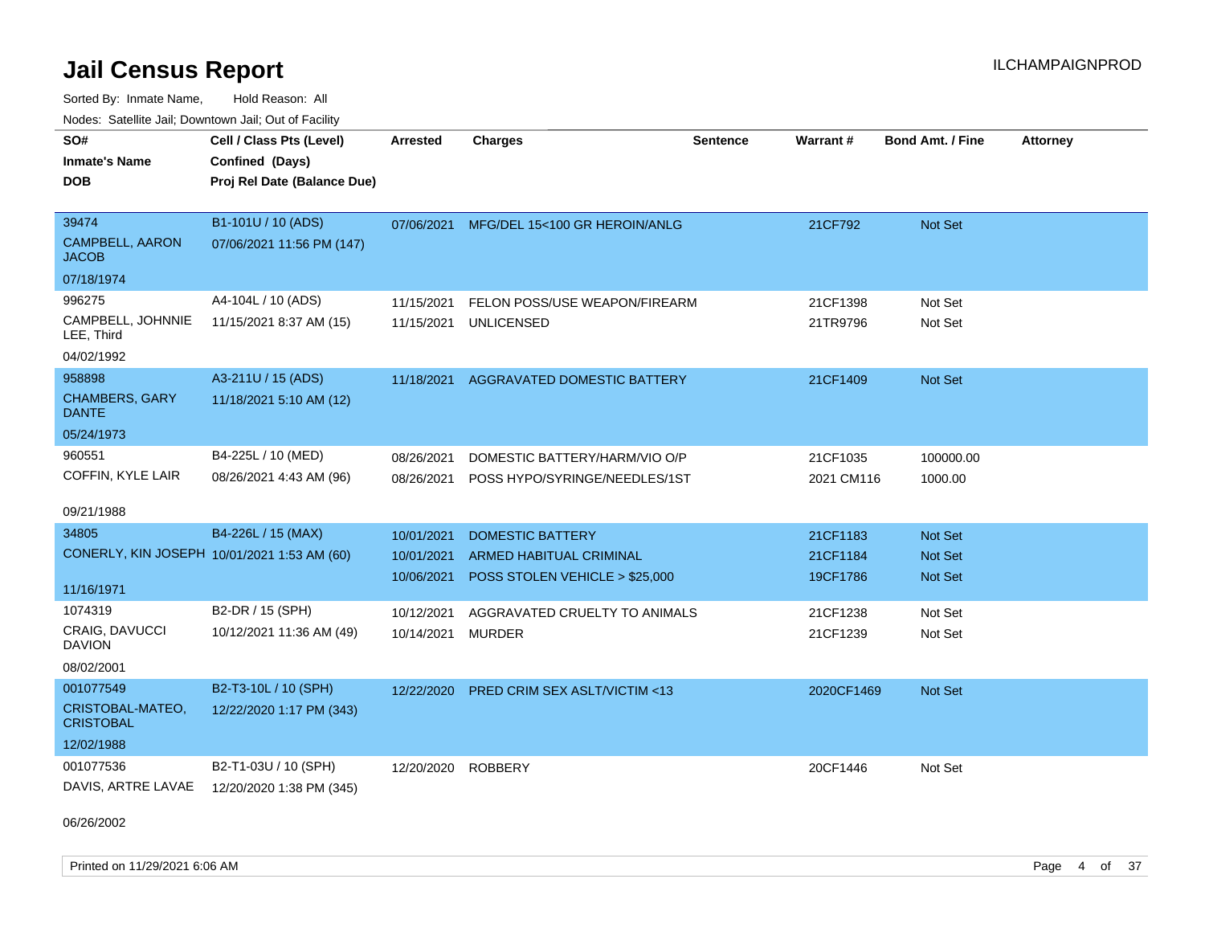# Jail Census Report

Sorted By: Inmate Name, Hold Reason: All

Nodes: Satellite Jail; Downtown Jail; Out of Facility

| SO# / Inmate's Name / DOB | Cell / Class Pts (Level) / Confined (Days) / Proj Rel Date (Balance Due) | Arrested | Charges | Sentence | Warrant # | Bond Amt. / Fine | Attorney |
|---|---|---|---|---|---|---|---|
| 39474<br>CAMPBELL, AARON JACOB<br>07/18/1974 | B1-101U / 10 (ADS)<br>07/06/2021 11:56 PM (147) | 07/06/2021 | MFG/DEL 15<100 GR HEROIN/ANLG | | 21CF792 | Not Set | |
| 996275<br>CAMPBELL, JOHNNIE LEE, Third<br>04/02/1992 | A4-104L / 10 (ADS)<br>11/15/2021 8:37 AM (15) | 11/15/2021<br>11/15/2021 | FELON POSS/USE WEAPON/FIREARM<br>UNLICENSED | | 21CF1398<br>21TR9796 | Not Set<br>Not Set | |
| 958898<br>CHAMBERS, GARY DANTE<br>05/24/1973 | A3-211U / 15 (ADS)<br>11/18/2021 5:10 AM (12) | 11/18/2021 | AGGRAVATED DOMESTIC BATTERY | | 21CF1409 | Not Set | |
| 960551<br>COFFIN, KYLE LAIR<br>09/21/1988 | B4-225L / 10 (MED)<br>08/26/2021 4:43 AM (96) | 08/26/2021<br>08/26/2021 | DOMESTIC BATTERY/HARM/VIO O/P<br>POSS HYPO/SYRINGE/NEEDLES/1ST | | 21CF1035<br>2021 CM116 | 100000.00<br>1000.00 | |
| 34805<br>CONERLY, KIN JOSEPH<br>11/16/1971 | B4-226L / 15 (MAX)<br>10/01/2021 1:53 AM (60) | 10/01/2021<br>10/01/2021<br>10/06/2021 | DOMESTIC BATTERY<br>ARMED HABITUAL CRIMINAL<br>POSS STOLEN VEHICLE > $25,000 | | 21CF1183<br>21CF1184<br>19CF1786 | Not Set<br>Not Set<br>Not Set | |
| 1074319<br>CRAIG, DAVUCCI DAVION<br>08/02/2001 | B2-DR / 15 (SPH)<br>10/12/2021 11:36 AM (49) | 10/12/2021<br>10/14/2021 | AGGRAVATED CRUELTY TO ANIMALS<br>MURDER | | 21CF1238<br>21CF1239 | Not Set<br>Not Set | |
| 001077549<br>CRISTOBAL-MATEO, CRISTOBAL<br>12/02/1988 | B2-T3-10L / 10 (SPH)<br>12/22/2020 1:17 PM (343) | 12/22/2020 | PRED CRIM SEX ASLT/VICTIM <13 | | 2020CF1469 | Not Set | |
| 001077536<br>DAVIS, ARTRE LAVAE<br>06/26/2002 | B2-T1-03U / 10 (SPH)<br>12/20/2020 1:38 PM (345) | 12/20/2020 | ROBBERY | | 20CF1446 | Not Set | |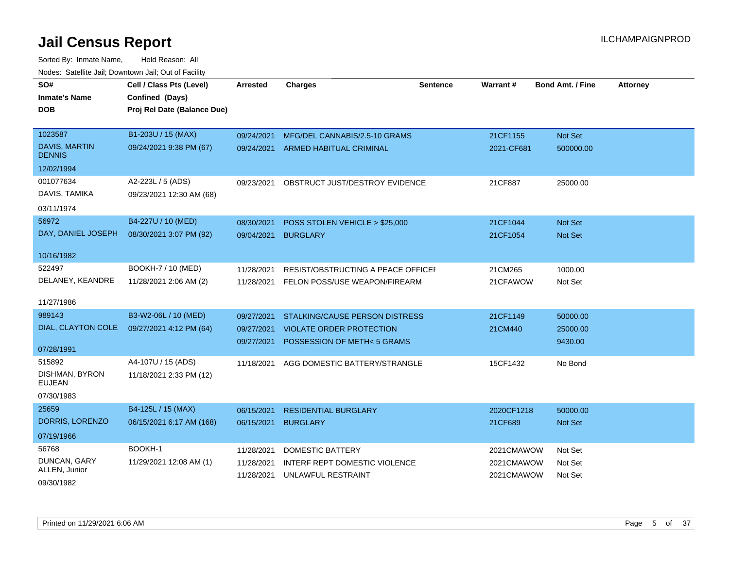# Jail Census Report

ILCHAMPAIGNPROD

Sorted By: Inmate Name, Hold Reason: All

Nodes: Satellite Jail; Downtown Jail; Out of Facility

| SO# / Inmate's Name / DOB | Cell / Class Pts (Level) / Confined (Days) / Proj Rel Date (Balance Due) | Arrested | Charges | Sentence | Warrant # | Bond Amt. / Fine | Attorney |
|---|---|---|---|---|---|---|---|
| 1023587<br>DAVIS, MARTIN DENNIS<br>12/02/1994 | B1-203U / 15 (MAX)<br>09/24/2021 9:38 PM (67) | 09/24/2021<br>09/24/2021 | MFG/DEL CANNABIS/2.5-10 GRAMS<br>ARMED HABITUAL CRIMINAL | | 21CF1155<br>2021-CF681 | Not Set<br>500000.00 | |
| 001077634<br>DAVIS, TAMIKA<br>03/11/1974 | A2-223L / 5 (ADS)<br>09/23/2021 12:30 AM (68) | 09/23/2021 | OBSTRUCT JUST/DESTROY EVIDENCE | | 21CF887 | 25000.00 | |
| 56972<br>DAY, DANIEL JOSEPH<br>10/16/1982 | B4-227U / 10 (MED)<br>08/30/2021 3:07 PM (92) | 08/30/2021<br>09/04/2021 | POSS STOLEN VEHICLE > $25,000<br>BURGLARY | | 21CF1044<br>21CF1054 | Not Set<br>Not Set | |
| 522497<br>DELANEY, KEANDRE<br>11/27/1986 | BOOKH-7 / 10 (MED)<br>11/28/2021 2:06 AM (2) | 11/28/2021<br>11/28/2021 | RESIST/OBSTRUCTING A PEACE OFFICEI<br>FELON POSS/USE WEAPON/FIREARM | | 21CM265<br>21CFAWOW | 1000.00<br>Not Set | |
| 989143<br>DIAL, CLAYTON COLE<br>07/28/1991 | B3-W2-06L / 10 (MED)<br>09/27/2021 4:12 PM (64) | 09/27/2021<br>09/27/2021<br>09/27/2021 | STALKING/CAUSE PERSON DISTRESS<br>VIOLATE ORDER PROTECTION<br>POSSESSION OF METH< 5 GRAMS | | 21CF1149<br>21CM440 | 50000.00<br>25000.00<br>9430.00 | |
| 515892<br>DISHMAN, BYRON EUJEAN<br>07/30/1983 | A4-107U / 15 (ADS)<br>11/18/2021 2:33 PM (12) | 11/18/2021 | AGG DOMESTIC BATTERY/STRANGLE | | 15CF1432 | No Bond | |
| 25659<br>DORRIS, LORENZO<br>07/19/1966 | B4-125L / 15 (MAX)<br>06/15/2021 6:17 AM (168) | 06/15/2021<br>06/15/2021 | RESIDENTIAL BURGLARY<br>BURGLARY | | 2020CF1218<br>21CF689 | 50000.00<br>Not Set | |
| 56768<br>DUNCAN, GARY ALLEN, Junior<br>09/30/1982 | BOOKH-1<br>11/29/2021 12:08 AM (1) | 11/28/2021<br>11/28/2021<br>11/28/2021 | DOMESTIC BATTERY<br>INTERF REPT DOMESTIC VIOLENCE<br>UNLAWFUL RESTRAINT | | 2021CMAWOW<br>2021CMAWOW<br>2021CMAWOW | Not Set<br>Not Set<br>Not Set | |

Printed on 11/29/2021 6:06 AM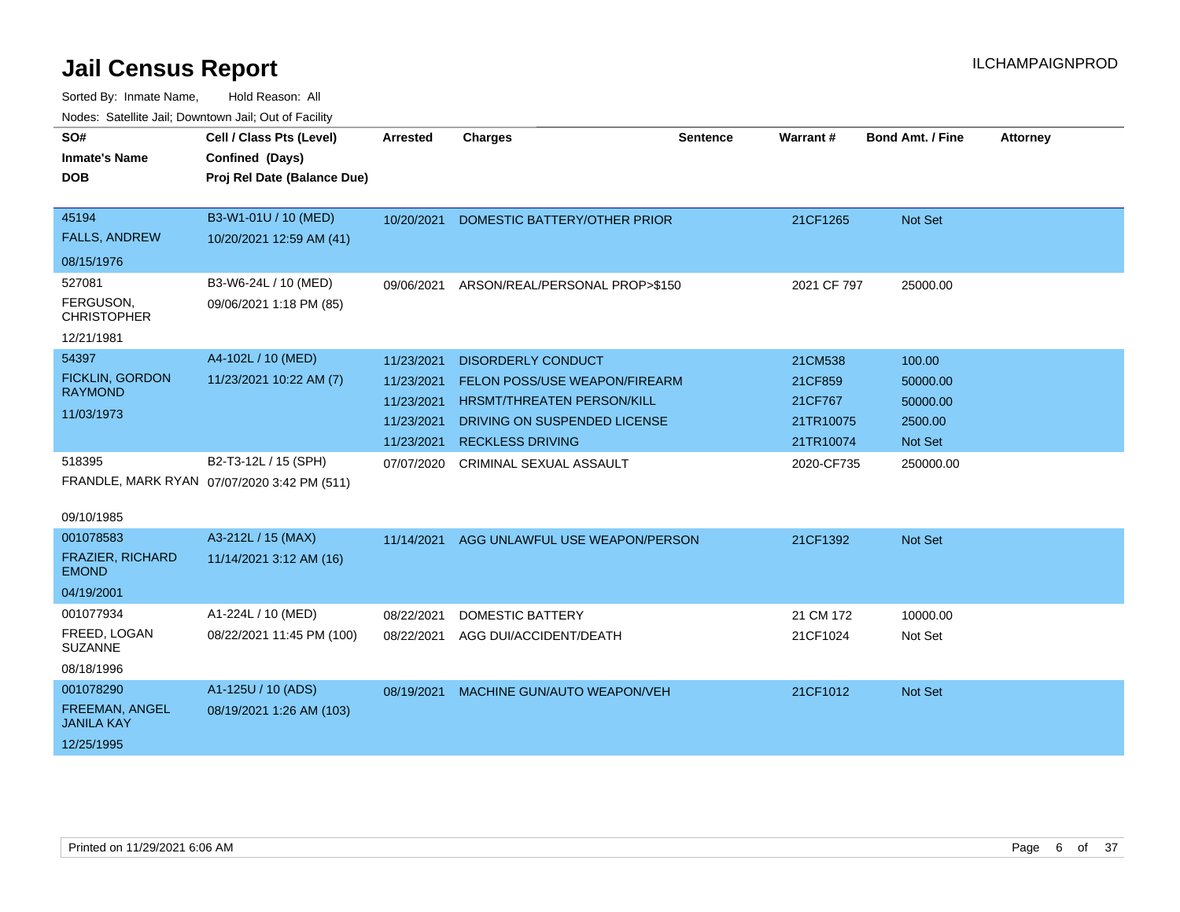# Jail Census Report

ILCHAMPAIGNPROD

Sorted By: Inmate Name, Hold Reason: All

Nodes: Satellite Jail; Downtown Jail; Out of Facility

| SO# / Inmate's Name / DOB | Cell / Class Pts (Level) / Confined (Days) / Proj Rel Date (Balance Due) | Arrested | Charges | Sentence | Warrant # | Bond Amt. / Fine | Attorney |
|---|---|---|---|---|---|---|---|
| 45194<br>FALLS, ANDREW<br>08/15/1976 | B3-W1-01U / 10 (MED)<br>10/20/2021 12:59 AM (41) | 10/20/2021 | DOMESTIC BATTERY/OTHER PRIOR | | 21CF1265 | Not Set | |
| 527081<br>FERGUSON, CHRISTOPHER<br>12/21/1981 | B3-W6-24L / 10 (MED)<br>09/06/2021 1:18 PM (85) | 09/06/2021 | ARSON/REAL/PERSONAL PROP>$150 | | 2021 CF 797 | 25000.00 | |
| 54397<br>FICKLIN, GORDON RAYMOND<br>11/03/1973 | A4-102L / 10 (MED)<br>11/23/2021 10:22 AM (7) | 11/23/2021 | DISORDERLY CONDUCT | | 21CM538 | 100.00 | |
| | | 11/23/2021 | FELON POSS/USE WEAPON/FIREARM | | 21CF859 | 50000.00 | |
| | | 11/23/2021 | HRSMT/THREATEN PERSON/KILL | | 21CF767 | 50000.00 | |
| | | 11/23/2021 | DRIVING ON SUSPENDED LICENSE | | 21TR10075 | 2500.00 | |
| | | 11/23/2021 | RECKLESS DRIVING | | 21TR10074 | Not Set | |
| 518395<br>FRANDLE, MARK RYAN<br>09/10/1985 | B2-T3-12L / 15 (SPH)<br>07/07/2020 3:42 PM (511) | 07/07/2020 | CRIMINAL SEXUAL ASSAULT | | 2020-CF735 | 250000.00 | |
| 001078583<br>FRAZIER, RICHARD EMOND<br>04/19/2001 | A3-212L / 15 (MAX)<br>11/14/2021 3:12 AM (16) | 11/14/2021 | AGG UNLAWFUL USE WEAPON/PERSON | | 21CF1392 | Not Set | |
| 001077934<br>FREED, LOGAN SUZANNE<br>08/18/1996 | A1-224L / 10 (MED)<br>08/22/2021 11:45 PM (100) | 08/22/2021 | DOMESTIC BATTERY | | 21 CM 172 | 10000.00 | |
| | | 08/22/2021 | AGG DUI/ACCIDENT/DEATH | | 21CF1024 | Not Set | |
| 001078290<br>FREEMAN, ANGEL JANILA KAY<br>12/25/1995 | A1-125U / 10 (ADS)<br>08/19/2021 1:26 AM (103) | 08/19/2021 | MACHINE GUN/AUTO WEAPON/VEH | | 21CF1012 | Not Set | |

Printed on 11/29/2021 6:06 AM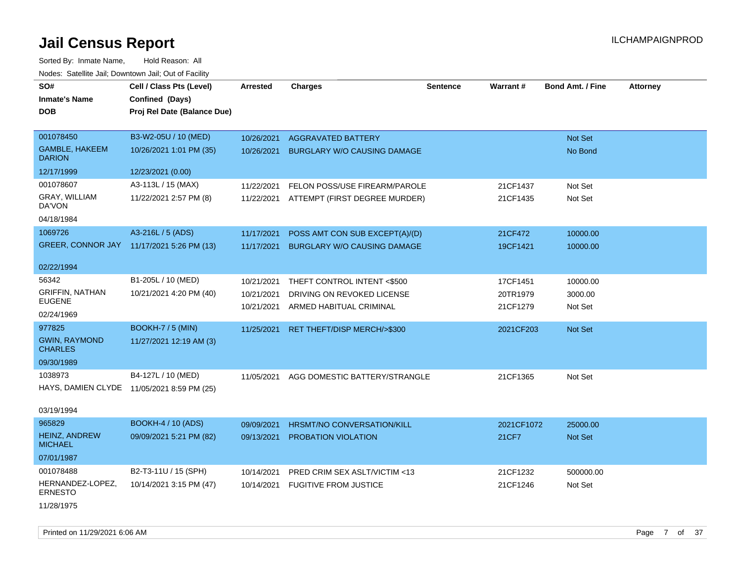# Jail Census Report

ILCHAMPAIGNPROD

Sorted By: Inmate Name, Hold Reason: All

Nodes: Satellite Jail; Downtown Jail; Out of Facility

| SO# / Inmate's Name / DOB | Cell / Class Pts (Level) / Confined (Days) / Proj Rel Date (Balance Due) | Arrested | Charges | Sentence | Warrant # | Bond Amt. / Fine | Attorney |
|---|---|---|---|---|---|---|---|
| 001078450<br>GAMBLE, HAKEEM DARION<br>12/17/1999 | B3-W2-05U / 10 (MED)<br>10/26/2021 1:01 PM (35)<br>12/23/2021 (0.00) | 10/26/2021<br>10/26/2021 | AGGRAVATED BATTERY<br>BURGLARY W/O CAUSING DAMAGE | | | Not Set<br>No Bond | |
| 001078607<br>GRAY, WILLIAM DA'VON<br>04/18/1984 | A3-113L / 15 (MAX)<br>11/22/2021 2:57 PM (8) | 11/22/2021<br>11/22/2021 | FELON POSS/USE FIREARM/PAROLE<br>ATTEMPT (FIRST DEGREE MURDER) | | 21CF1437<br>21CF1435 | Not Set<br>Not Set | |
| 1069726<br>GREER, CONNOR JAY<br>02/22/1994 | A3-216L / 5 (ADS)<br>11/17/2021 5:26 PM (13) | 11/17/2021<br>11/17/2021 | POSS AMT CON SUB EXCEPT(A)/(D)<br>BURGLARY W/O CAUSING DAMAGE | | 21CF472<br>19CF1421 | 10000.00<br>10000.00 | |
| 56342<br>GRIFFIN, NATHAN EUGENE<br>02/24/1969 | B1-205L / 10 (MED)<br>10/21/2021 4:20 PM (40) | 10/21/2021<br>10/21/2021<br>10/21/2021 | THEFT CONTROL INTENT <$500<br>DRIVING ON REVOKED LICENSE<br>ARMED HABITUAL CRIMINAL | | 17CF1451<br>20TR1979<br>21CF1279 | 10000.00<br>3000.00<br>Not Set | |
| 977825<br>GWIN, RAYMOND CHARLES<br>09/30/1989 | BOOKH-7 / 5 (MIN)<br>11/27/2021 12:19 AM (3) | 11/25/2021 | RET THEFT/DISP MERCH/>$300 | | 2021CF203 | Not Set | |
| 1038973<br>HAYS, DAMIEN CLYDE<br>03/19/1994 | B4-127L / 10 (MED)<br>11/05/2021 8:59 PM (25) | 11/05/2021 | AGG DOMESTIC BATTERY/STRANGLE | | 21CF1365 | Not Set | |
| 965829<br>HEINZ, ANDREW MICHAEL<br>07/01/1987 | BOOKH-4 / 10 (ADS)<br>09/09/2021 5:21 PM (82) | 09/09/2021<br>09/13/2021 | HRSMT/NO CONVERSATION/KILL<br>PROBATION VIOLATION | | 2021CF1072<br>21CF7 | 25000.00<br>Not Set | |
| 001078488<br>HERNANDEZ-LOPEZ, ERNESTO<br>11/28/1975 | B2-T3-11U / 15 (SPH)<br>10/14/2021 3:15 PM (47) | 10/14/2021<br>10/14/2021 | PRED CRIM SEX ASLT/VICTIM <13<br>FUGITIVE FROM JUSTICE | | 21CF1232<br>21CF1246 | 500000.00<br>Not Set | |

Printed on 11/29/2021 6:06 AM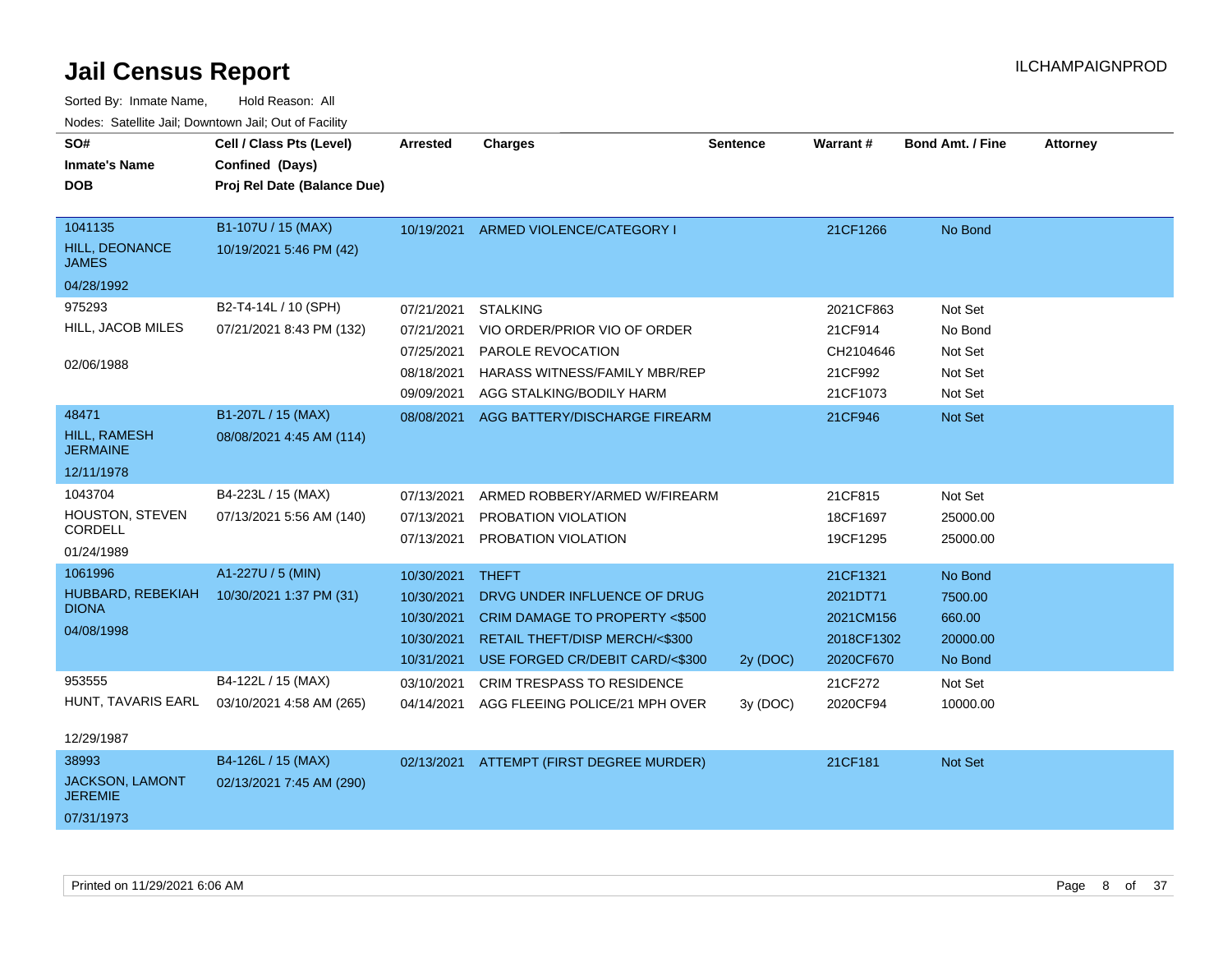# Jail Census Report

ILCHAMPAIGNPROD

Sorted By: Inmate Name, Hold Reason: All

Nodes: Satellite Jail; Downtown Jail; Out of Facility

| SO# / Inmate's Name / DOB | Cell / Class Pts (Level) / Confined (Days) / Proj Rel Date (Balance Due) | Arrested | Charges | Sentence | Warrant # | Bond Amt. / Fine | Attorney |
|---|---|---|---|---|---|---|---|
| 1041135<br>HILL, DEONANCE JAMES<br>04/28/1992 | B1-107U / 15 (MAX)<br>10/19/2021 5:46 PM (42) | 10/19/2021 | ARMED VIOLENCE/CATEGORY I | | 21CF1266 | No Bond | |
| 975293<br>HILL, JACOB MILES<br>02/06/1988 | B2-T4-14L / 10 (SPH)<br>07/21/2021 8:43 PM (132) | 07/21/2021 | STALKING | | 2021CF863 | Not Set | |
| | | 07/21/2021 | VIO ORDER/PRIOR VIO OF ORDER | | 21CF914 | No Bond | |
| | | 07/25/2021 | PAROLE REVOCATION | | CH2104646 | Not Set | |
| | | 08/18/2021 | HARASS WITNESS/FAMILY MBR/REP | | 21CF992 | Not Set | |
| | | 09/09/2021 | AGG STALKING/BODILY HARM | | 21CF1073 | Not Set | |
| 48471<br>HILL, RAMESH JERMAINE<br>12/11/1978 | B1-207L / 15 (MAX)<br>08/08/2021 4:45 AM (114) | 08/08/2021 | AGG BATTERY/DISCHARGE FIREARM | | 21CF946 | Not Set | |
| 1043704<br>HOUSTON, STEVEN CORDELL<br>01/24/1989 | B4-223L / 15 (MAX)<br>07/13/2021 5:56 AM (140) | 07/13/2021 | ARMED ROBBERY/ARMED W/FIREARM | | 21CF815 | Not Set | |
| | | 07/13/2021 | PROBATION VIOLATION | | 18CF1697 | 25000.00 | |
| | | 07/13/2021 | PROBATION VIOLATION | | 19CF1295 | 25000.00 | |
| 1061996<br>HUBBARD, REBEKIAH DIONA<br>04/08/1998 | A1-227U / 5 (MIN)<br>10/30/2021 1:37 PM (31) | 10/30/2021 | THEFT | | 21CF1321 | No Bond | |
| | | 10/30/2021 | DRVG UNDER INFLUENCE OF DRUG | | 2021DT71 | 7500.00 | |
| | | 10/30/2021 | CRIM DAMAGE TO PROPERTY <$500 | | 2021CM156 | 660.00 | |
| | | 10/30/2021 | RETAIL THEFT/DISP MERCH/<$300 | | 2018CF1302 | 20000.00 | |
| | | 10/31/2021 | USE FORGED CR/DEBIT CARD/<$300 | 2y (DOC) | 2020CF670 | No Bond | |
| 953555<br>HUNT, TAVARIS EARL<br>12/29/1987 | B4-122L / 15 (MAX)<br>03/10/2021 4:58 AM (265) | 03/10/2021 | CRIM TRESPASS TO RESIDENCE | | 21CF272 | Not Set | |
| | | 04/14/2021 | AGG FLEEING POLICE/21 MPH OVER | 3y (DOC) | 2020CF94 | 10000.00 | |
| 38993<br>JACKSON, LAMONT JEREMIE<br>07/31/1973 | B4-126L / 15 (MAX)<br>02/13/2021 7:45 AM (290) | 02/13/2021 | ATTEMPT (FIRST DEGREE MURDER) | | 21CF181 | Not Set | |

Printed on 11/29/2021 6:06 AM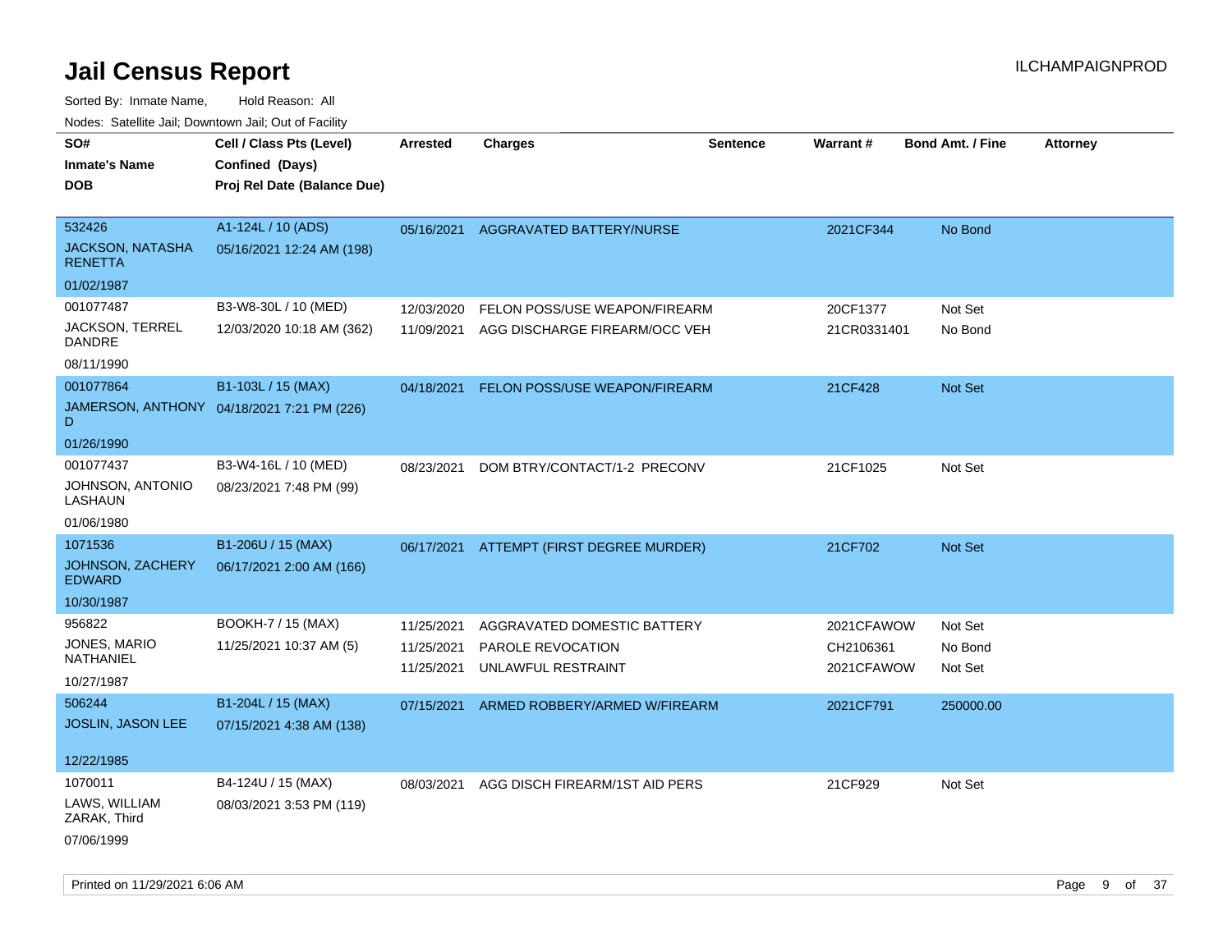# Jail Census Report

ILCHAMPAIGNPROD

Sorted By: Inmate Name, Hold Reason: All

Nodes: Satellite Jail; Downtown Jail; Out of Facility

| SO# / Inmate's Name / DOB | Cell / Class Pts (Level) / Confined (Days) / Proj Rel Date (Balance Due) | Arrested | Charges | Sentence | Warrant # | Bond Amt. / Fine | Attorney |
|---|---|---|---|---|---|---|---|
| 532426 JACKSON, NATASHA RENETTA 01/02/1987 | A1-124L / 10 (ADS) 05/16/2021 12:24 AM (198) | 05/16/2021 | AGGRAVATED BATTERY/NURSE | | 2021CF344 | No Bond | |
| 001077487 JACKSON, TERREL DANDRE 08/11/1990 | B3-W8-30L / 10 (MED) 12/03/2020 10:18 AM (362) | 12/03/2020 | FELON POSS/USE WEAPON/FIREARM | | 20CF1377 | Not Set | |
| | | 11/09/2021 | AGG DISCHARGE FIREARM/OCC VEH | | 21CR0331401 | No Bond | |
| 001077864 JAMERSON, ANTHONY D 01/26/1990 | B1-103L / 15 (MAX) 04/18/2021 7:21 PM (226) | 04/18/2021 | FELON POSS/USE WEAPON/FIREARM | | 21CF428 | Not Set | |
| 001077437 JOHNSON, ANTONIO LASHAUN 01/06/1980 | B3-W4-16L / 10 (MED) 08/23/2021 7:48 PM (99) | 08/23/2021 | DOM BTRY/CONTACT/1-2 PRECONV | | 21CF1025 | Not Set | |
| 1071536 JOHNSON, ZACHERY EDWARD 10/30/1987 | B1-206U / 15 (MAX) 06/17/2021 2:00 AM (166) | 06/17/2021 | ATTEMPT (FIRST DEGREE MURDER) | | 21CF702 | Not Set | |
| 956822 JONES, MARIO NATHANIEL 10/27/1987 | BOOKH-7 / 15 (MAX) 11/25/2021 10:37 AM (5) | 11/25/2021 | AGGRAVATED DOMESTIC BATTERY | | 2021CFAWOW | Not Set | |
| | | 11/25/2021 | PAROLE REVOCATION | | CH2106361 | No Bond | |
| | | 11/25/2021 | UNLAWFUL RESTRAINT | | 2021CFAWOW | Not Set | |
| 506244 JOSLIN, JASON LEE 12/22/1985 | B1-204L / 15 (MAX) 07/15/2021 4:38 AM (138) | 07/15/2021 | ARMED ROBBERY/ARMED W/FIREARM | | 2021CF791 | 250000.00 | |
| 1070011 LAWS, WILLIAM ZARAK, Third 07/06/1999 | B4-124U / 15 (MAX) 08/03/2021 3:53 PM (119) | 08/03/2021 | AGG DISCH FIREARM/1ST AID PERS | | 21CF929 | Not Set | |

Printed on 11/29/2021 6:06 AM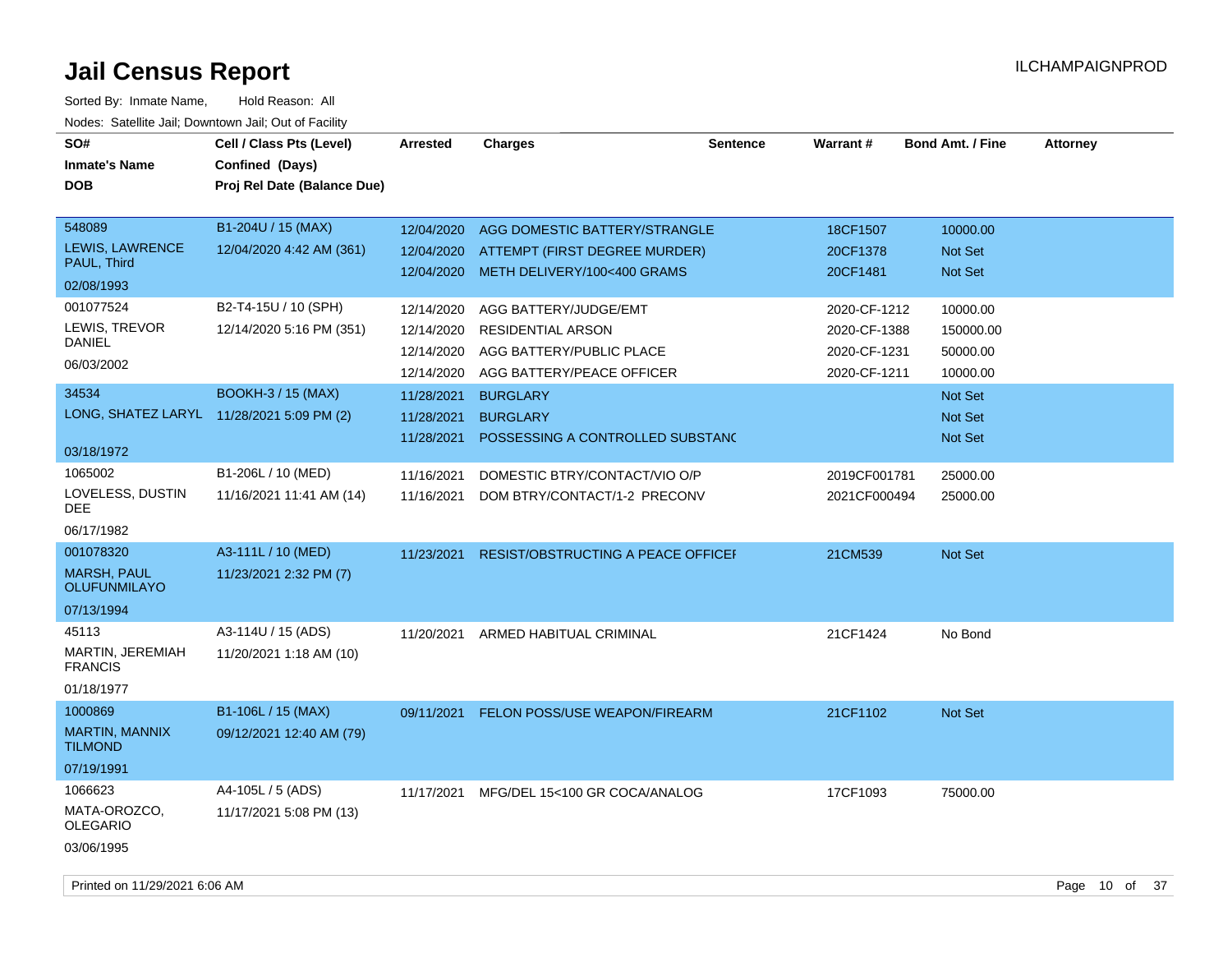# Jail Census Report

ILCHAMPAIGNPROD

Sorted By: Inmate Name, Hold Reason: All

Nodes: Satellite Jail; Downtown Jail; Out of Facility

| SO# / Inmate's Name / DOB | Cell / Class Pts (Level) / Confined (Days) / Proj Rel Date (Balance Due) | Arrested | Charges | Sentence | Warrant # | Bond Amt. / Fine | Attorney |
|---|---|---|---|---|---|---|---|
| 548089<br>LEWIS, LAWRENCE PAUL, Third<br>02/08/1993 | B1-204U / 15 (MAX)<br>12/04/2020 4:42 AM (361) | 12/04/2020 | AGG DOMESTIC BATTERY/STRANGLE | | 18CF1507 | 10000.00 | |
| | | 12/04/2020 | ATTEMPT (FIRST DEGREE MURDER) | | 20CF1378 | Not Set | |
| | | 12/04/2020 | METH DELIVERY/100<400 GRAMS | | 20CF1481 | Not Set | |
| 001077524<br>LEWIS, TREVOR DANIEL<br>06/03/2002 | B2-T4-15U / 10 (SPH)<br>12/14/2020 5:16 PM (351) | 12/14/2020 | AGG BATTERY/JUDGE/EMT | | 2020-CF-1212 | 10000.00 | |
| | | 12/14/2020 | RESIDENTIAL ARSON | | 2020-CF-1388 | 150000.00 | |
| | | 12/14/2020 | AGG BATTERY/PUBLIC PLACE | | 2020-CF-1231 | 50000.00 | |
| | | 12/14/2020 | AGG BATTERY/PEACE OFFICER | | 2020-CF-1211 | 10000.00 | |
| 34534<br>LONG, SHATEZ LARYL<br>03/18/1972 | BOOKH-3 / 15 (MAX)<br>11/28/2021 5:09 PM (2) | 11/28/2021 | BURGLARY | | | Not Set | |
| | | 11/28/2021 | BURGLARY | | | Not Set | |
| | | 11/28/2021 | POSSESSING A CONTROLLED SUBSTANC | | | Not Set | |
| 1065002<br>LOVELESS, DUSTIN DEE<br>06/17/1982 | B1-206L / 10 (MED)<br>11/16/2021 11:41 AM (14) | 11/16/2021 | DOMESTIC BTRY/CONTACT/VIO O/P | | 2019CF001781 | 25000.00 | |
| | | 11/16/2021 | DOM BTRY/CONTACT/1-2 PRECONV | | 2021CF000494 | 25000.00 | |
| 001078320<br>MARSH, PAUL OLUFUNMILAYO<br>07/13/1994 | A3-111L / 10 (MED)<br>11/23/2021 2:32 PM (7) | 11/23/2021 | RESIST/OBSTRUCTING A PEACE OFFICEI | | 21CM539 | Not Set | |
| 45113<br>MARTIN, JEREMIAH FRANCIS<br>01/18/1977 | A3-114U / 15 (ADS)<br>11/20/2021 1:18 AM (10) | 11/20/2021 | ARMED HABITUAL CRIMINAL | | 21CF1424 | No Bond | |
| 1000869<br>MARTIN, MANNIX TILMOND<br>07/19/1991 | B1-106L / 15 (MAX)<br>09/12/2021 12:40 AM (79) | 09/11/2021 | FELON POSS/USE WEAPON/FIREARM | | 21CF1102 | Not Set | |
| 1066623<br>MATA-OROZCO, OLEGARIO<br>03/06/1995 | A4-105L / 5 (ADS)<br>11/17/2021 5:08 PM (13) | 11/17/2021 | MFG/DEL 15<100 GR COCA/ANALOG | | 17CF1093 | 75000.00 | |

Printed on 11/29/2021 6:06 AM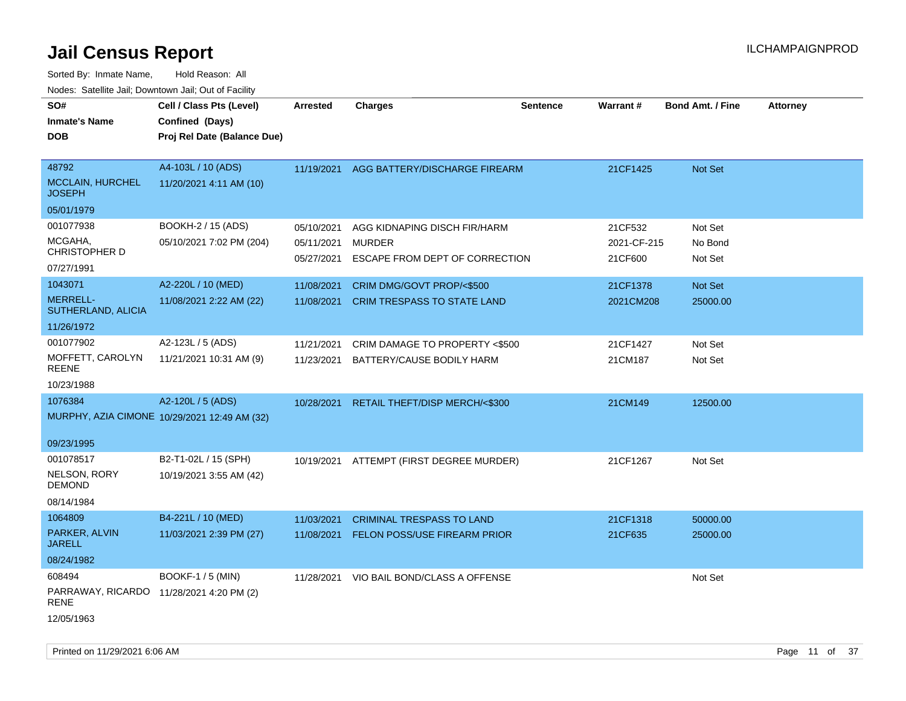# Jail Census Report

Sorted By: Inmate Name, Hold Reason: All

Nodes: Satellite Jail; Downtown Jail; Out of Facility

| SO# / Inmate's Name / DOB | Cell / Class Pts (Level) / Confined (Days) / Proj Rel Date (Balance Due) | Arrested | Charges | Sentence | Warrant # | Bond Amt. / Fine | Attorney |
|---|---|---|---|---|---|---|---|
| 48792<br>MCCLAIN, HURCHEL JOSEPH<br>05/01/1979 | A4-103L / 10 (ADS)<br>11/20/2021 4:11 AM (10) | 11/19/2021 | AGG BATTERY/DISCHARGE FIREARM | | 21CF1425 | Not Set | |
| 001077938<br>MCGAHA, CHRISTOPHER D<br>07/27/1991 | BOOKH-2 / 15 (ADS)<br>05/10/2021 7:02 PM (204) | 05/10/2021<br>05/11/2021<br>05/27/2021 | AGG KIDNAPING DISCH FIR/HARM<br>MURDER<br>ESCAPE FROM DEPT OF CORRECTION | | 21CF532<br>2021-CF-215<br>21CF600 | Not Set<br>No Bond<br>Not Set | |
| 1043071<br>MERRELL-SUTHERLAND, ALICIA<br>11/26/1972 | A2-220L / 10 (MED)<br>11/08/2021 2:22 AM (22) | 11/08/2021<br>11/08/2021 | CRIM DMG/GOVT PROP/<$500<br>CRIM TRESPASS TO STATE LAND | | 21CF1378<br>2021CM208 | Not Set<br>25000.00 | |
| 001077902<br>MOFFETT, CAROLYN REENE<br>10/23/1988 | A2-123L / 5 (ADS)<br>11/21/2021 10:31 AM (9) | 11/21/2021<br>11/23/2021 | CRIM DAMAGE TO PROPERTY <$500<br>BATTERY/CAUSE BODILY HARM | | 21CF1427<br>21CM187 | Not Set<br>Not Set | |
| 1076384<br>MURPHY, AZIA CIMONE<br>09/23/1995 | A2-120L / 5 (ADS)<br>10/29/2021 12:49 AM (32) | 10/28/2021 | RETAIL THEFT/DISP MERCH/<$300 | | 21CM149 | 12500.00 | |
| 001078517<br>NELSON, RORY DEMOND<br>08/14/1984 | B2-T1-02L / 15 (SPH)<br>10/19/2021 3:55 AM (42) | 10/19/2021 | ATTEMPT (FIRST DEGREE MURDER) | | 21CF1267 | Not Set | |
| 1064809<br>PARKER, ALVIN JARELL<br>08/24/1982 | B4-221L / 10 (MED)<br>11/03/2021 2:39 PM (27) | 11/03/2021<br>11/08/2021 | CRIMINAL TRESPASS TO LAND<br>FELON POSS/USE FIREARM PRIOR | | 21CF1318<br>21CF635 | 50000.00<br>25000.00 | |
| 608494<br>PARRAWAY, RICARDO RENE<br>12/05/1963 | BOOKF-1 / 5 (MIN)<br>11/28/2021 4:20 PM (2) | 11/28/2021 | VIO BAIL BOND/CLASS A OFFENSE | | | Not Set | |

Printed on 11/29/2021 6:06 AM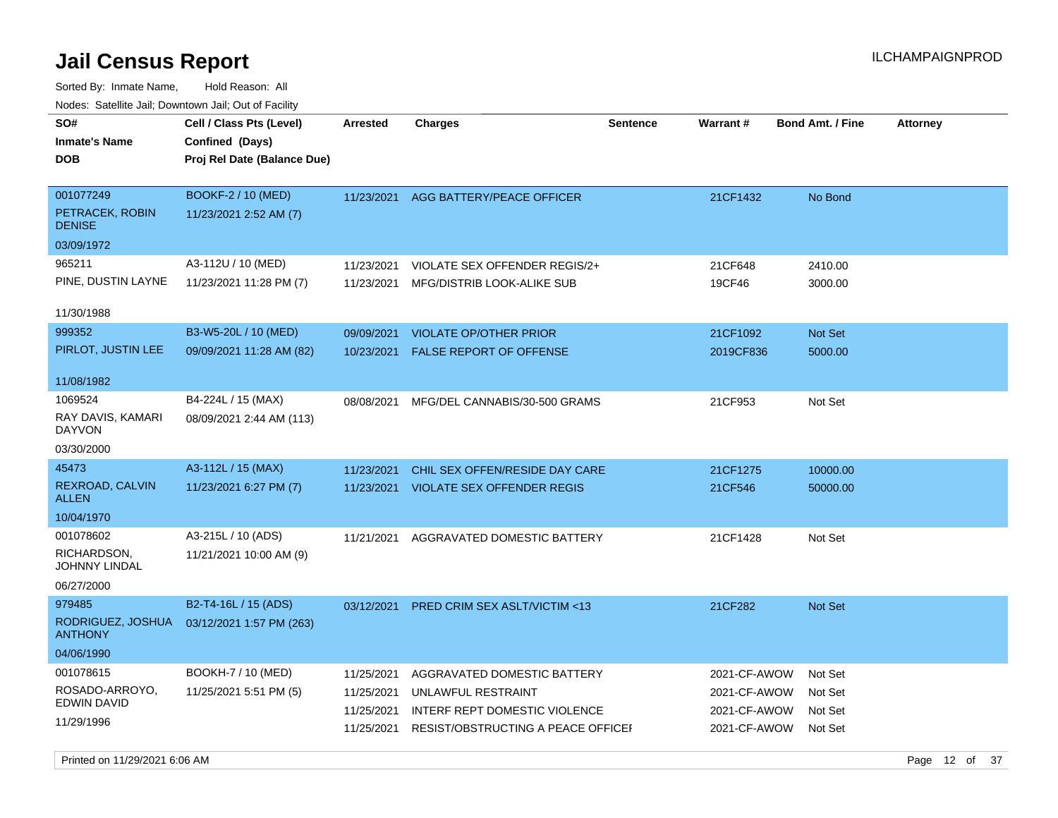# Jail Census Report

ILCHAMPAIGNPROD

Sorted By: Inmate Name, Hold Reason: All

Nodes: Satellite Jail; Downtown Jail; Out of Facility

| SO# / Inmate's Name / DOB | Cell / Class Pts (Level) / Confined (Days) / Proj Rel Date (Balance Due) | Arrested | Charges | Sentence | Warrant # | Bond Amt. / Fine | Attorney |
|---|---|---|---|---|---|---|---|
| 001077249<br>PETRACEK, ROBIN DENISE<br>03/09/1972 | BOOKF-2 / 10 (MED)<br>11/23/2021 2:52 AM (7) | 11/23/2021 | AGG BATTERY/PEACE OFFICER | | 21CF1432 | No Bond | |
| 965211<br>PINE, DUSTIN LAYNE<br>11/30/1988 | A3-112U / 10 (MED)<br>11/23/2021 11:28 PM (7) | 11/23/2021 | VIOLATE SEX OFFENDER REGIS/2+ | | 21CF648 | 2410.00 | |
| | | 11/23/2021 | MFG/DISTRIB LOOK-ALIKE SUB | | 19CF46 | 3000.00 | |
| 999352<br>PIRLOT, JUSTIN LEE<br>11/08/1982 | B3-W5-20L / 10 (MED)<br>09/09/2021 11:28 AM (82) | 09/09/2021 | VIOLATE OP/OTHER PRIOR | | 21CF1092 | Not Set | |
| | | 10/23/2021 | FALSE REPORT OF OFFENSE | | 2019CF836 | 5000.00 | |
| 1069524<br>RAY DAVIS, KAMARI DAYVON<br>03/30/2000 | B4-224L / 15 (MAX)<br>08/09/2021 2:44 AM (113) | 08/08/2021 | MFG/DEL CANNABIS/30-500 GRAMS | | 21CF953 | Not Set | |
| 45473<br>REXROAD, CALVIN ALLEN<br>10/04/1970 | A3-112L / 15 (MAX)<br>11/23/2021 6:27 PM (7) | 11/23/2021 | CHIL SEX OFFEN/RESIDE DAY CARE | | 21CF1275 | 10000.00 | |
| | | 11/23/2021 | VIOLATE SEX OFFENDER REGIS | | 21CF546 | 50000.00 | |
| 001078602<br>RICHARDSON, JOHNNY LINDAL<br>06/27/2000 | A3-215L / 10 (ADS)<br>11/21/2021 10:00 AM (9) | 11/21/2021 | AGGRAVATED DOMESTIC BATTERY | | 21CF1428 | Not Set | |
| 979485<br>RODRIGUEZ, JOSHUA ANTHONY<br>04/06/1990 | B2-T4-16L / 15 (ADS)<br>03/12/2021 1:57 PM (263) | 03/12/2021 | PRED CRIM SEX ASLT/VICTIM <13 | | 21CF282 | Not Set | |
| 001078615<br>ROSADO-ARROYO, EDWIN DAVID<br>11/29/1996 | BOOKH-7 / 10 (MED)<br>11/25/2021 5:51 PM (5) | 11/25/2021 | AGGRAVATED DOMESTIC BATTERY | | 2021-CF-AWOW | Not Set | |
| | | 11/25/2021 | UNLAWFUL RESTRAINT | | 2021-CF-AWOW | Not Set | |
| | | 11/25/2021 | INTERF REPT DOMESTIC VIOLENCE | | 2021-CF-AWOW | Not Set | |
| | | 11/25/2021 | RESIST/OBSTRUCTING A PEACE OFFICEI | | 2021-CF-AWOW | Not Set | |

Printed on 11/29/2021 6:06 AM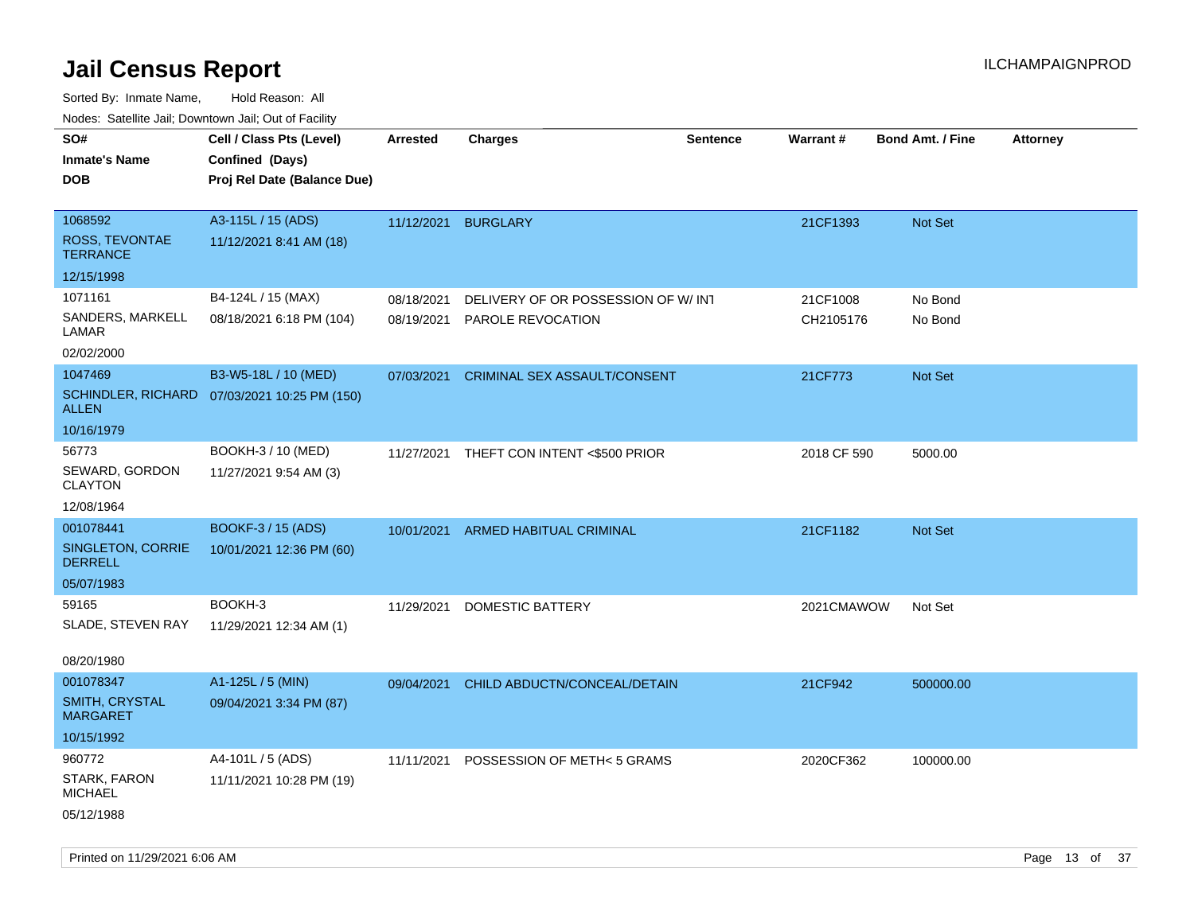# Jail Census Report

ILCHAMPAIGNPROD

Sorted By: Inmate Name, Hold Reason: All

Nodes: Satellite Jail; Downtown Jail; Out of Facility

| SO#<br>Inmate's Name<br>DOB | Cell / Class Pts (Level)<br>Confined (Days)<br>Proj Rel Date (Balance Due) | Arrested | Charges | Sentence | Warrant # | Bond Amt. / Fine | Attorney |
|---|---|---|---|---|---|---|---|
| 1068592<br>ROSS, TEVONTAE TERRANCE<br>12/15/1998 | A3-115L / 15 (ADS)<br>11/12/2021 8:41 AM (18) | 11/12/2021 | BURGLARY | | 21CF1393 | Not Set | |
| 1071161<br>SANDERS, MARKELL LAMAR<br>02/02/2000 | B4-124L / 15 (MAX)<br>08/18/2021 6:18 PM (104) | 08/18/2021<br>08/19/2021 | DELIVERY OF OR POSSESSION OF W/ INT<br>PAROLE REVOCATION | | 21CF1008<br>CH2105176 | No Bond<br>No Bond | |
| 1047469<br>SCHINDLER, RICHARD ALLEN<br>10/16/1979 | B3-W5-18L / 10 (MED)<br>07/03/2021 10:25 PM (150) | 07/03/2021 | CRIMINAL SEX ASSAULT/CONSENT | | 21CF773 | Not Set | |
| 56773<br>SEWARD, GORDON CLAYTON<br>12/08/1964 | BOOKH-3 / 10 (MED)<br>11/27/2021 9:54 AM (3) | 11/27/2021 | THEFT CON INTENT <$500 PRIOR | | 2018 CF 590 | 5000.00 | |
| 001078441<br>SINGLETON, CORRIE DERRELL<br>05/07/1983 | BOOKF-3 / 15 (ADS)<br>10/01/2021 12:36 PM (60) | 10/01/2021 | ARMED HABITUAL CRIMINAL | | 21CF1182 | Not Set | |
| 59165<br>SLADE, STEVEN RAY<br>08/20/1980 | BOOKH-3<br>11/29/2021 12:34 AM (1) | 11/29/2021 | DOMESTIC BATTERY | | 2021CMAWOW | Not Set | |
| 001078347<br>SMITH, CRYSTAL MARGARET<br>10/15/1992 | A1-125L / 5 (MIN)<br>09/04/2021 3:34 PM (87) | 09/04/2021 | CHILD ABDUCTN/CONCEAL/DETAIN | | 21CF942 | 500000.00 | |
| 960772<br>STARK, FARON MICHAEL<br>05/12/1988 | A4-101L / 5 (ADS)<br>11/11/2021 10:28 PM (19) | 11/11/2021 | POSSESSION OF METH< 5 GRAMS | | 2020CF362 | 100000.00 | |

Printed on 11/29/2021 6:06 AM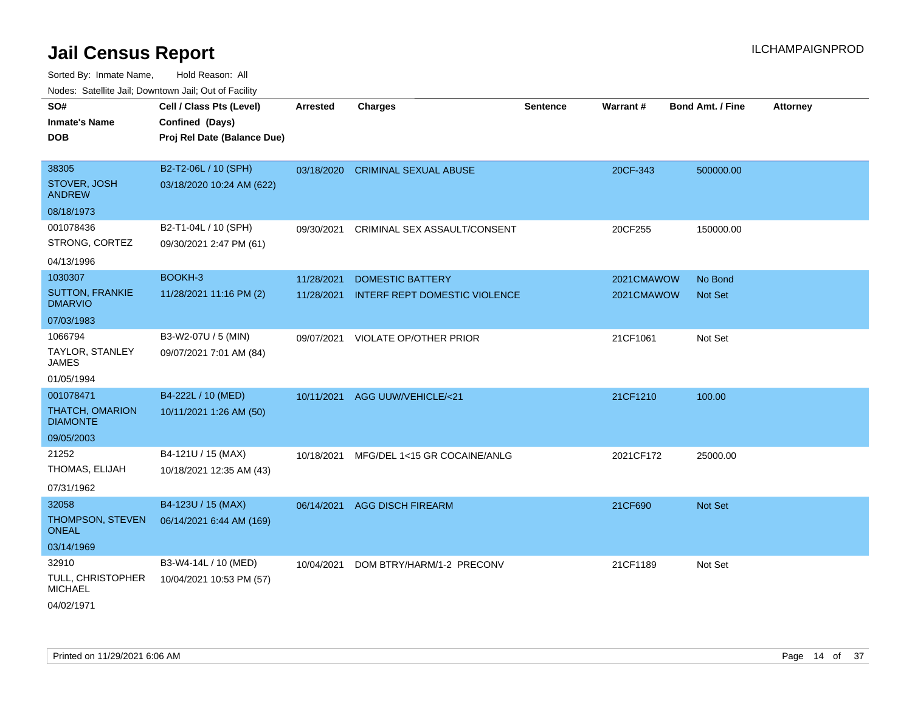# Jail Census Report

ILCHAMPAIGNPROD

Sorted By: Inmate Name, Hold Reason: All

Nodes: Satellite Jail; Downtown Jail; Out of Facility

| SO# / Inmate's Name / DOB | Cell / Class Pts (Level) / Confined (Days) / Proj Rel Date (Balance Due) | Arrested | Charges | Sentence | Warrant # | Bond Amt. / Fine | Attorney |
|---|---|---|---|---|---|---|---|
| 38305<br>STOVER, JOSH ANDREW<br>08/18/1973 | B2-T2-06L / 10 (SPH)<br>03/18/2020 10:24 AM (622) | 03/18/2020 | CRIMINAL SEXUAL ABUSE | | 20CF-343 | 500000.00 | |
| 001078436<br>STRONG, CORTEZ<br>04/13/1996 | B2-T1-04L / 10 (SPH)<br>09/30/2021 2:47 PM (61) | 09/30/2021 | CRIMINAL SEX ASSAULT/CONSENT | | 20CF255 | 150000.00 | |
| 1030307<br>SUTTON, FRANKIE DMARVIO<br>07/03/1983 | BOOKH-3<br>11/28/2021 11:16 PM (2) | 11/28/2021<br>11/28/2021 | DOMESTIC BATTERY<br>INTERF REPT DOMESTIC VIOLENCE | | 2021CMAWOW<br>2021CMAWOW | No Bond<br>Not Set | |
| 1066794<br>TAYLOR, STANLEY JAMES<br>01/05/1994 | B3-W2-07U / 5 (MIN)<br>09/07/2021 7:01 AM (84) | 09/07/2021 | VIOLATE OP/OTHER PRIOR | | 21CF1061 | Not Set | |
| 001078471<br>THATCH, OMARION DIAMONTE<br>09/05/2003 | B4-222L / 10 (MED)<br>10/11/2021 1:26 AM (50) | 10/11/2021 | AGG UUW/VEHICLE/<21 | | 21CF1210 | 100.00 | |
| 21252<br>THOMAS, ELIJAH<br>07/31/1962 | B4-121U / 15 (MAX)<br>10/18/2021 12:35 AM (43) | 10/18/2021 | MFG/DEL 1<15 GR COCAINE/ANLG | | 2021CF172 | 25000.00 | |
| 32058<br>THOMPSON, STEVEN ONEAL<br>03/14/1969 | B4-123U / 15 (MAX)<br>06/14/2021 6:44 AM (169) | 06/14/2021 | AGG DISCH FIREARM | | 21CF690 | Not Set | |
| 32910<br>TULL, CHRISTOPHER MICHAEL<br>04/02/1971 | B3-W4-14L / 10 (MED)<br>10/04/2021 10:53 PM (57) | 10/04/2021 | DOM BTRY/HARM/1-2 PRECONV | | 21CF1189 | Not Set | |

Printed on 11/29/2021 6:06 AM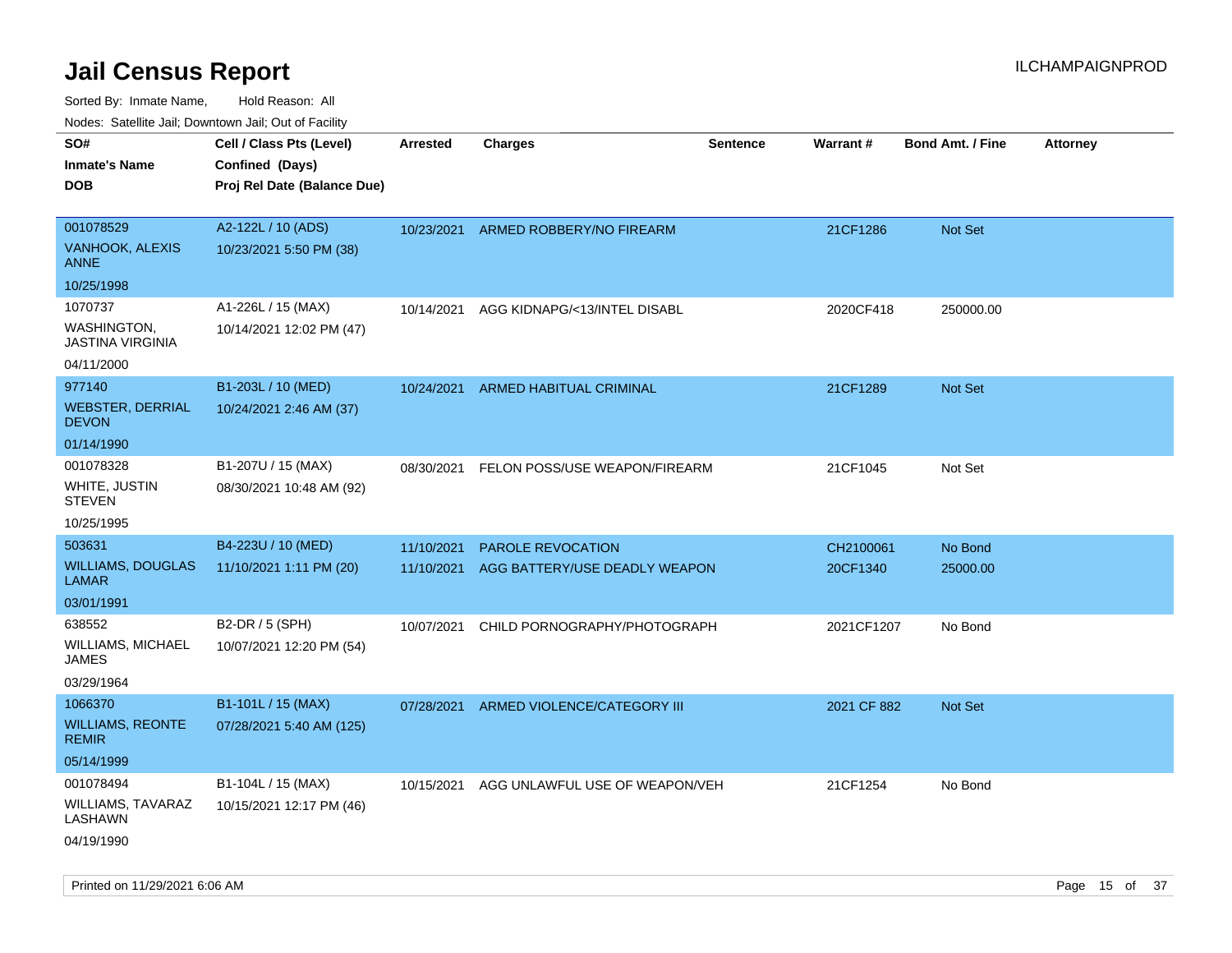# Jail Census Report

ILCHAMPAIGNPROD

Sorted By: Inmate Name, Hold Reason: All

Nodes: Satellite Jail; Downtown Jail; Out of Facility

| SO# / Inmate's Name / DOB | Cell / Class Pts (Level) / Confined (Days) / Proj Rel Date (Balance Due) | Arrested | Charges | Sentence | Warrant # | Bond Amt. / Fine | Attorney |
|---|---|---|---|---|---|---|---|
| 001078529<br>VANHOOK, ALEXIS ANNE<br>10/25/1998 | A2-122L / 10 (ADS)<br>10/23/2021 5:50 PM (38) | 10/23/2021 | ARMED ROBBERY/NO FIREARM | | 21CF1286 | Not Set | |
| 1070737<br>WASHINGTON, JASTINA VIRGINIA<br>04/11/2000 | A1-226L / 15 (MAX)<br>10/14/2021 12:02 PM (47) | 10/14/2021 | AGG KIDNAPG/<13/INTEL DISABL | | 2020CF418 | 250000.00 | |
| 977140<br>WEBSTER, DERRIAL DEVON<br>01/14/1990 | B1-203L / 10 (MED)<br>10/24/2021 2:46 AM (37) | 10/24/2021 | ARMED HABITUAL CRIMINAL | | 21CF1289 | Not Set | |
| 001078328<br>WHITE, JUSTIN STEVEN<br>10/25/1995 | B1-207U / 15 (MAX)<br>08/30/2021 10:48 AM (92) | 08/30/2021 | FELON POSS/USE WEAPON/FIREARM | | 21CF1045 | Not Set | |
| 503631<br>WILLIAMS, DOUGLAS LAMAR<br>03/01/1991 | B4-223U / 10 (MED)<br>11/10/2021 1:11 PM (20) | 11/10/2021<br>11/10/2021 | PAROLE REVOCATION<br>AGG BATTERY/USE DEADLY WEAPON | | CH2100061<br>20CF1340 | No Bond<br>25000.00 | |
| 638552<br>WILLIAMS, MICHAEL JAMES<br>03/29/1964 | B2-DR / 5 (SPH)<br>10/07/2021 12:20 PM (54) | 10/07/2021 | CHILD PORNOGRAPHY/PHOTOGRAPH | | 2021CF1207 | No Bond | |
| 1066370<br>WILLIAMS, REONTE REMIR<br>05/14/1999 | B1-101L / 15 (MAX)<br>07/28/2021 5:40 AM (125) | 07/28/2021 | ARMED VIOLENCE/CATEGORY III | | 2021 CF 882 | Not Set | |
| 001078494<br>WILLIAMS, TAVARAZ LASHAWN<br>04/19/1990 | B1-104L / 15 (MAX)<br>10/15/2021 12:17 PM (46) | 10/15/2021 | AGG UNLAWFUL USE OF WEAPON/VEH | | 21CF1254 | No Bond | |

Printed on 11/29/2021 6:06 AM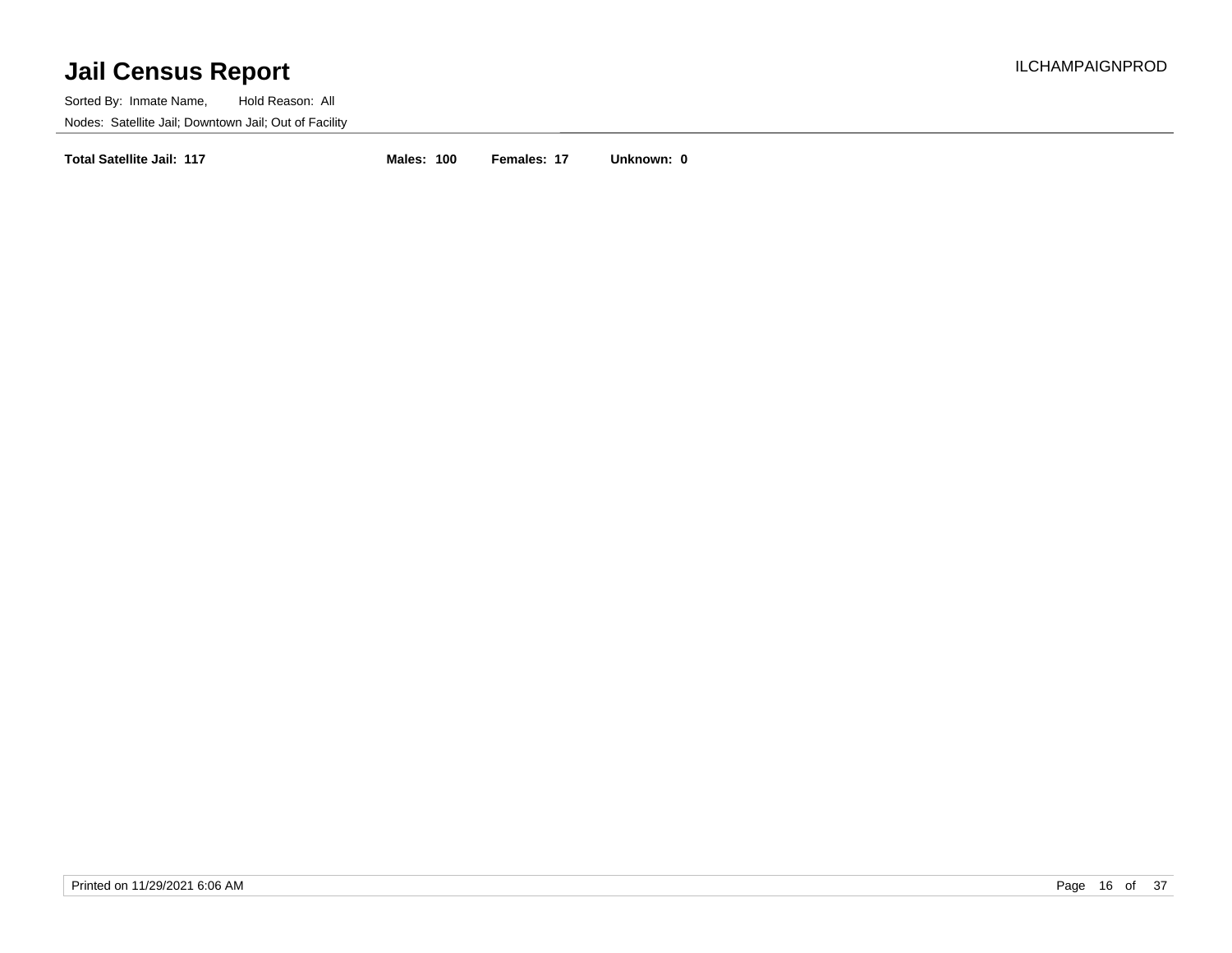# Jail Census Report

ILCHAMPAIGNPROD

Sorted By: Inmate Name, Hold Reason: All

Nodes: Satellite Jail; Downtown Jail; Out of Facility

**Total Satellite Jail: 117** **Males: 100** **Females: 17** **Unknown: 0**

Printed on 11/29/2021 6:06 AM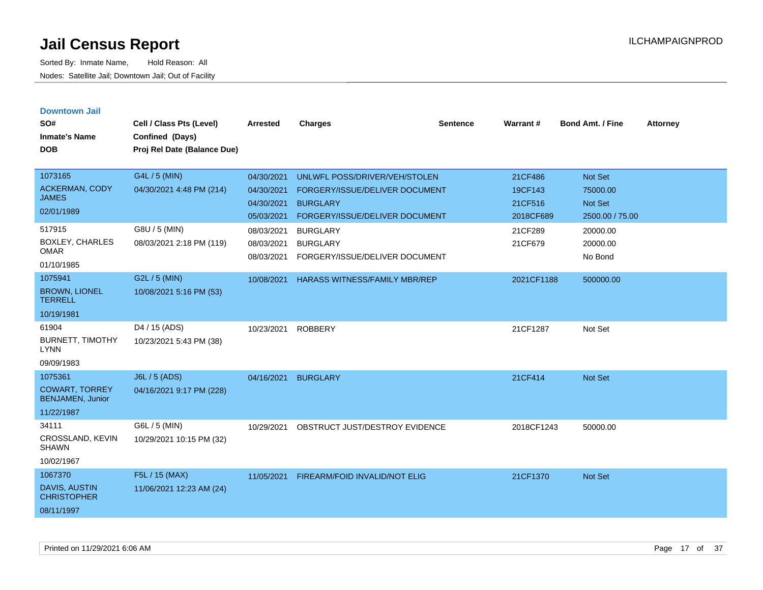# Jail Census Report

Sorted By: Inmate Name, Hold Reason: All

Nodes: Satellite Jail; Downtown Jail; Out of Facility

ILCHAMPAIGNPROD

## Downtown Jail

| SO# / Inmate's Name / DOB | Cell / Class Pts (Level) / Confined (Days) / Proj Rel Date (Balance Due) | Arrested | Charges | Sentence | Warrant # | Bond Amt. / Fine | Attorney |
|---|---|---|---|---|---|---|---|
| 1073165 ACKERMAN, CODY JAMES 02/01/1989 | G4L / 5 (MIN) 04/30/2021 4:48 PM (214) | 04/30/2021 | UNLWFL POSS/DRIVER/VEH/STOLEN | | 21CF486 | Not Set | |
| | | 04/30/2021 | FORGERY/ISSUE/DELIVER DOCUMENT | | 19CF143 | 75000.00 | |
| | | 04/30/2021 | BURGLARY | | 21CF516 | Not Set | |
| | | 05/03/2021 | FORGERY/ISSUE/DELIVER DOCUMENT | | 2018CF689 | 2500.00 / 75.00 | |
| 517915 BOXLEY, CHARLES OMAR 01/10/1985 | G8U / 5 (MIN) 08/03/2021 2:18 PM (119) | 08/03/2021 | BURGLARY | | 21CF289 | 20000.00 | |
| | | 08/03/2021 | BURGLARY | | 21CF679 | 20000.00 | |
| | | 08/03/2021 | FORGERY/ISSUE/DELIVER DOCUMENT | | | No Bond | |
| 1075941 BROWN, LIONEL TERRELL 10/19/1981 | G2L / 5 (MIN) 10/08/2021 5:16 PM (53) | 10/08/2021 | HARASS WITNESS/FAMILY MBR/REP | | 2021CF1188 | 500000.00 | |
| 61904 BURNETT, TIMOTHY LYNN 09/09/1983 | D4 / 15 (ADS) 10/23/2021 5:43 PM (38) | 10/23/2021 | ROBBERY | | 21CF1287 | Not Set | |
| 1075361 COWART, TORREY BENJAMEN, Junior 11/22/1987 | J6L / 5 (ADS) 04/16/2021 9:17 PM (228) | 04/16/2021 | BURGLARY | | 21CF414 | Not Set | |
| 34111 CROSSLAND, KEVIN SHAWN 10/02/1967 | G6L / 5 (MIN) 10/29/2021 10:15 PM (32) | 10/29/2021 | OBSTRUCT JUST/DESTROY EVIDENCE | | 2018CF1243 | 50000.00 | |
| 1067370 DAVIS, AUSTIN CHRISTOPHER 08/11/1997 | F5L / 15 (MAX) 11/06/2021 12:23 AM (24) | 11/05/2021 | FIREARM/FOID INVALID/NOT ELIG | | 21CF1370 | Not Set | |

Printed on 11/29/2021 6:06 AM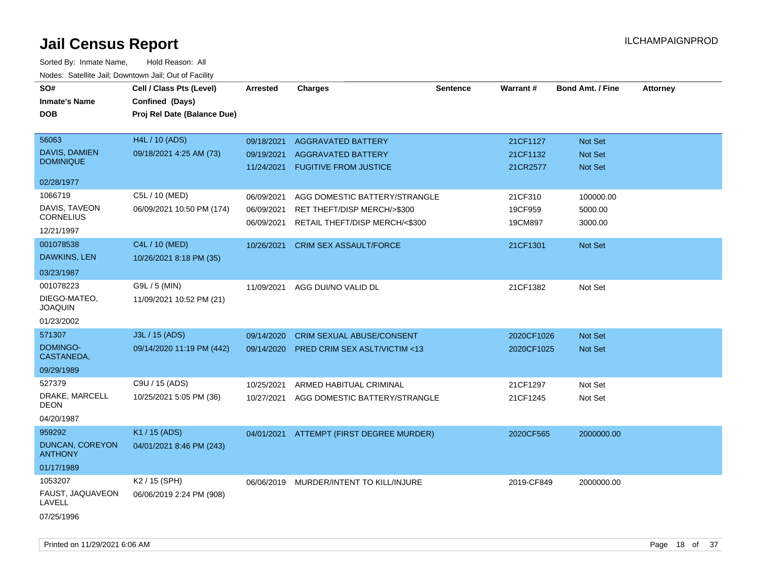# Jail Census Report

ILCHAMPAIGNPROD

Sorted By: Inmate Name, Hold Reason: All

Nodes: Satellite Jail; Downtown Jail; Out of Facility

| SO# / Inmate's Name / DOB | Cell / Class Pts (Level) / Confined (Days) / Proj Rel Date (Balance Due) | Arrested | Charges | Sentence | Warrant # | Bond Amt. / Fine | Attorney |
|---|---|---|---|---|---|---|---|
| 56063<br>DAVIS, DAMIEN DOMINIQUE<br>02/28/1977 | H4L / 10 (ADS)<br>09/18/2021 4:25 AM (73) | 09/18/2021<br>09/19/2021<br>11/24/2021 | AGGRAVATED BATTERY<br>AGGRAVATED BATTERY<br>FUGITIVE FROM JUSTICE | | 21CF1127<br>21CF1132<br>21CR2577 | Not Set<br>Not Set<br>Not Set | |
| 1066719<br>DAVIS, TAVEON CORNELIUS<br>12/21/1997 | C5L / 10 (MED)<br>06/09/2021 10:50 PM (174) | 06/09/2021<br>06/09/2021<br>06/09/2021 | AGG DOMESTIC BATTERY/STRANGLE<br>RET THEFT/DISP MERCH/>$300<br>RETAIL THEFT/DISP MERCH/<$300 | | 21CF310<br>19CF959<br>19CM897 | 100000.00<br>5000.00<br>3000.00 | |
| 001078538<br>DAWKINS, LEN<br>03/23/1987 | C4L / 10 (MED)<br>10/26/2021 8:18 PM (35) | 10/26/2021 | CRIM SEX ASSAULT/FORCE | | 21CF1301 | Not Set | |
| 001078223<br>DIEGO-MATEO, JOAQUIN<br>01/23/2002 | G9L / 5 (MIN)<br>11/09/2021 10:52 PM (21) | 11/09/2021 | AGG DUI/NO VALID DL | | 21CF1382 | Not Set | |
| 571307<br>DOMINGO-CASTANEDA,<br>09/29/1989 | J3L / 15 (ADS)<br>09/14/2020 11:19 PM (442) | 09/14/2020<br>09/14/2020 | CRIM SEXUAL ABUSE/CONSENT<br>PRED CRIM SEX ASLT/VICTIM <13 | | 2020CF1026<br>2020CF1025 | Not Set<br>Not Set | |
| 527379<br>DRAKE, MARCELL DEON<br>04/20/1987 | C9U / 15 (ADS)<br>10/25/2021 5:05 PM (36) | 10/25/2021<br>10/27/2021 | ARMED HABITUAL CRIMINAL<br>AGG DOMESTIC BATTERY/STRANGLE | | 21CF1297<br>21CF1245 | Not Set<br>Not Set | |
| 959292<br>DUNCAN, COREYON ANTHONY<br>01/17/1989 | K1 / 15 (ADS)<br>04/01/2021 8:46 PM (243) | 04/01/2021 | ATTEMPT (FIRST DEGREE MURDER) | | 2020CF565 | 2000000.00 | |
| 1053207<br>FAUST, JAQUAVEON LAVELL<br>07/25/1996 | K2 / 15 (SPH)<br>06/06/2019 2:24 PM (908) | 06/06/2019 | MURDER/INTENT TO KILL/INJURE | | 2019-CF849 | 2000000.00 | |

Printed on 11/29/2021 6:06 AM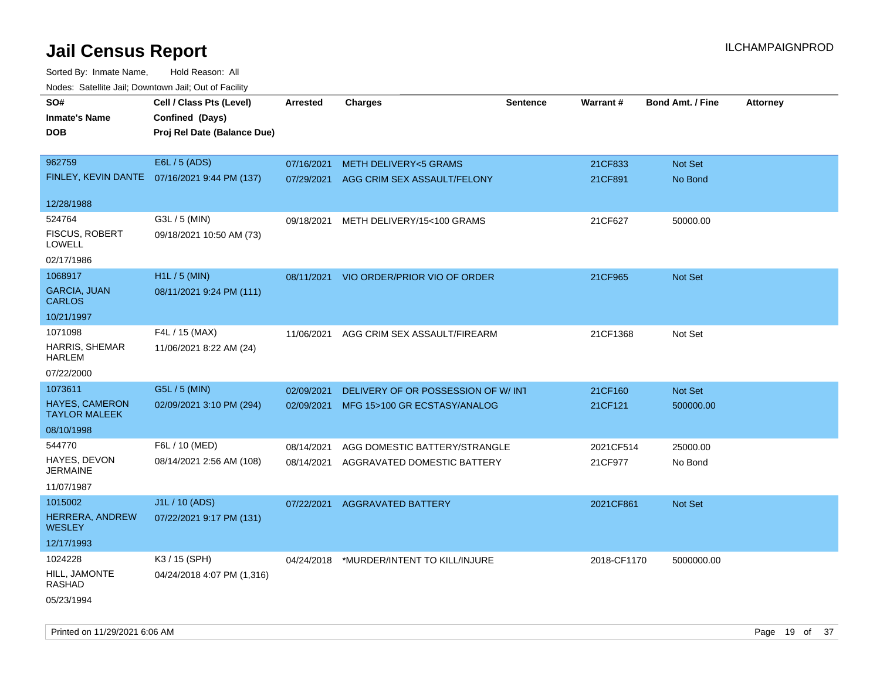# Jail Census Report

Sorted By: Inmate Name, Hold Reason: All

Nodes: Satellite Jail; Downtown Jail; Out of Facility

| SO# / Inmate's Name / DOB | Cell / Class Pts (Level) / Confined (Days) / Proj Rel Date (Balance Due) | Arrested | Charges | Sentence | Warrant # | Bond Amt. / Fine | Attorney |
|---|---|---|---|---|---|---|---|
| 962759<br>FINLEY, KEVIN DANTE<br>12/28/1988 | E6L / 5 (ADS)<br>07/16/2021 9:44 PM (137) | 07/16/2021<br>07/29/2021 | METH DELIVERY<5 GRAMS<br>AGG CRIM SEX ASSAULT/FELONY | | 21CF833<br>21CF891 | Not Set<br>No Bond | |
| 524764<br>FISCUS, ROBERT LOWELL<br>02/17/1986 | G3L / 5 (MIN)<br>09/18/2021 10:50 AM (73) | 09/18/2021 | METH DELIVERY/15<100 GRAMS | | 21CF627 | 50000.00 | |
| 1068917<br>GARCIA, JUAN CARLOS<br>10/21/1997 | H1L / 5 (MIN)<br>08/11/2021 9:24 PM (111) | 08/11/2021 | VIO ORDER/PRIOR VIO OF ORDER | | 21CF965 | Not Set | |
| 1071098<br>HARRIS, SHEMAR HARLEM<br>07/22/2000 | F4L / 15 (MAX)<br>11/06/2021 8:22 AM (24) | 11/06/2021 | AGG CRIM SEX ASSAULT/FIREARM | | 21CF1368 | Not Set | |
| 1073611<br>HAYES, CAMERON TAYLOR MALEEK<br>08/10/1998 | G5L / 5 (MIN)<br>02/09/2021 3:10 PM (294) | 02/09/2021<br>02/09/2021 | DELIVERY OF OR POSSESSION OF W/ INT<br>MFG 15>100 GR ECSTASY/ANALOG | | 21CF160<br>21CF121 | Not Set<br>500000.00 | |
| 544770<br>HAYES, DEVON JERMAINE<br>11/07/1987 | F6L / 10 (MED)<br>08/14/2021 2:56 AM (108) | 08/14/2021<br>08/14/2021 | AGG DOMESTIC BATTERY/STRANGLE<br>AGGRAVATED DOMESTIC BATTERY | | 2021CF514<br>21CF977 | 25000.00<br>No Bond | |
| 1015002<br>HERRERA, ANDREW WESLEY<br>12/17/1993 | J1L / 10 (ADS)<br>07/22/2021 9:17 PM (131) | 07/22/2021 | AGGRAVATED BATTERY | | 2021CF861 | Not Set | |
| 1024228<br>HILL, JAMONTE RASHAD<br>05/23/1994 | K3 / 15 (SPH)<br>04/24/2018 4:07 PM (1,316) | 04/24/2018 | *MURDER/INTENT TO KILL/INJURE | | 2018-CF1170 | 5000000.00 | |

Printed on 11/29/2021 6:06 AM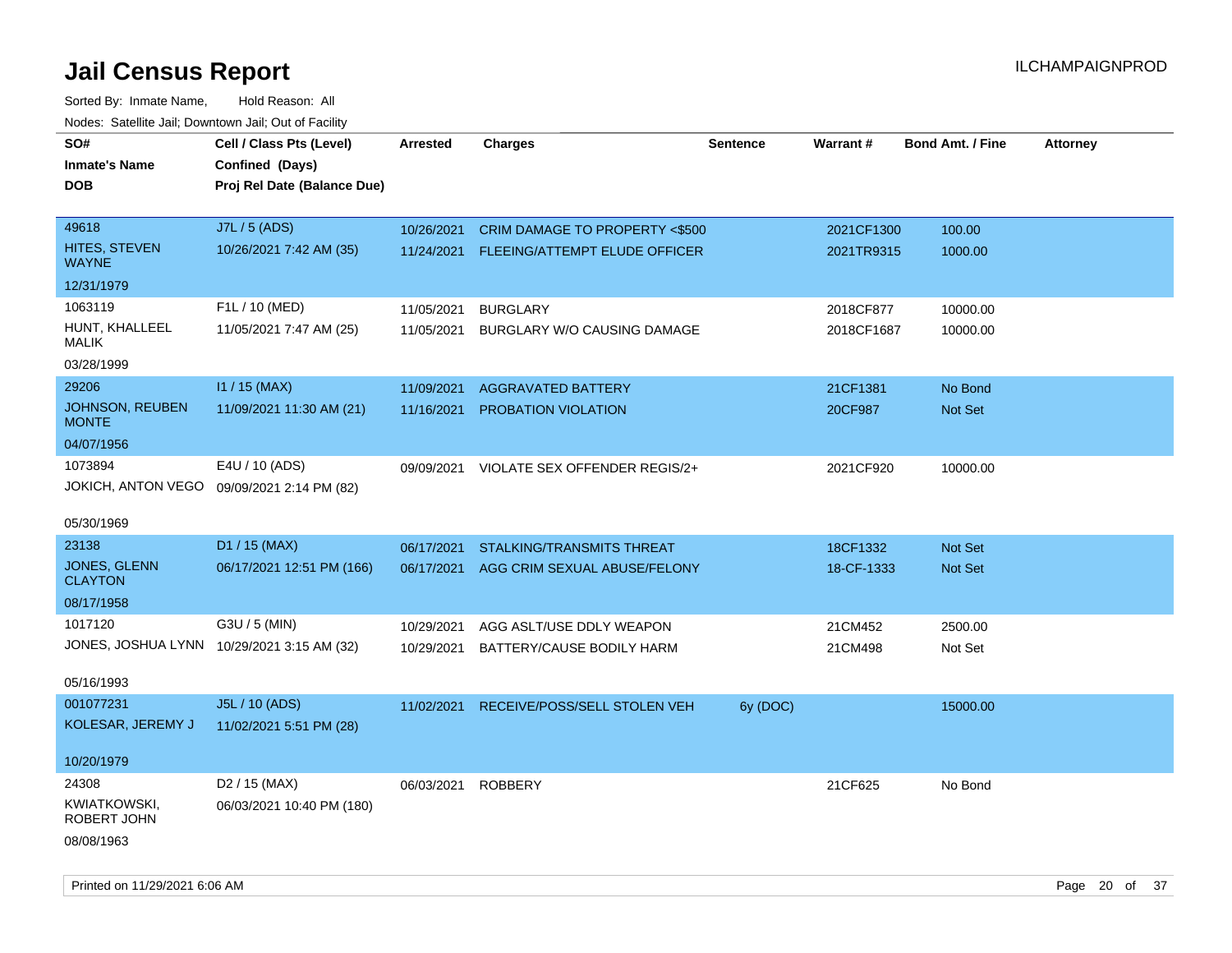# Jail Census Report

ILCHAMPAIGNPROD

Sorted By: Inmate Name, Hold Reason: All

Nodes: Satellite Jail; Downtown Jail; Out of Facility

| SO# / Inmate's Name / DOB | Cell / Class Pts (Level) / Confined (Days) / Proj Rel Date (Balance Due) | Arrested | Charges | Sentence | Warrant # | Bond Amt. / Fine | Attorney |
|---|---|---|---|---|---|---|---|
| 49618<br>HITES, STEVEN WAYNE<br>12/31/1979 | J7L / 5 (ADS)<br>10/26/2021 7:42 AM (35) | 10/26/2021<br>11/24/2021 | CRIM DAMAGE TO PROPERTY <$500<br>FLEEING/ATTEMPT ELUDE OFFICER | | 2021CF1300<br>2021TR9315 | 100.00<br>1000.00 | |
| 1063119<br>HUNT, KHALLEEL MALIK<br>03/28/1999 | F1L / 10 (MED)<br>11/05/2021 7:47 AM (25) | 11/05/2021<br>11/05/2021 | BURGLARY<br>BURGLARY W/O CAUSING DAMAGE | | 2018CF877<br>2018CF1687 | 10000.00<br>10000.00 | |
| 29206<br>JOHNSON, REUBEN MONTE<br>04/07/1956 | I1 / 15 (MAX)<br>11/09/2021 11:30 AM (21) | 11/09/2021<br>11/16/2021 | AGGRAVATED BATTERY<br>PROBATION VIOLATION | | 21CF1381<br>20CF987 | No Bond<br>Not Set | |
| 1073894<br>JOKICH, ANTON VEGO<br>05/30/1969 | E4U / 10 (ADS)<br>09/09/2021 2:14 PM (82) | 09/09/2021 | VIOLATE SEX OFFENDER REGIS/2+ | | 2021CF920 | 10000.00 | |
| 23138<br>JONES, GLENN CLAYTON<br>08/17/1958 | D1 / 15 (MAX)<br>06/17/2021 12:51 PM (166) | 06/17/2021<br>06/17/2021 | STALKING/TRANSMITS THREAT<br>AGG CRIM SEXUAL ABUSE/FELONY | | 18CF1332<br>18-CF-1333 | Not Set<br>Not Set | |
| 1017120<br>JONES, JOSHUA LYNN<br>05/16/1993 | G3U / 5 (MIN)<br>10/29/2021 3:15 AM (32) | 10/29/2021<br>10/29/2021 | AGG ASLT/USE DDLY WEAPON<br>BATTERY/CAUSE BODILY HARM | | 21CM452<br>21CM498 | 2500.00<br>Not Set | |
| 001077231<br>KOLESAR, JEREMY J<br>10/20/1979 | J5L / 10 (ADS)<br>11/02/2021 5:51 PM (28) | 11/02/2021 | RECEIVE/POSS/SELL STOLEN VEH | 6y (DOC) | | 15000.00 | |
| 24308<br>KWIATKOWSKI, ROBERT JOHN<br>08/08/1963 | D2 / 15 (MAX)<br>06/03/2021 10:40 PM (180) | 06/03/2021 | ROBBERY | | 21CF625 | No Bond | |

Printed on 11/29/2021 6:06 AM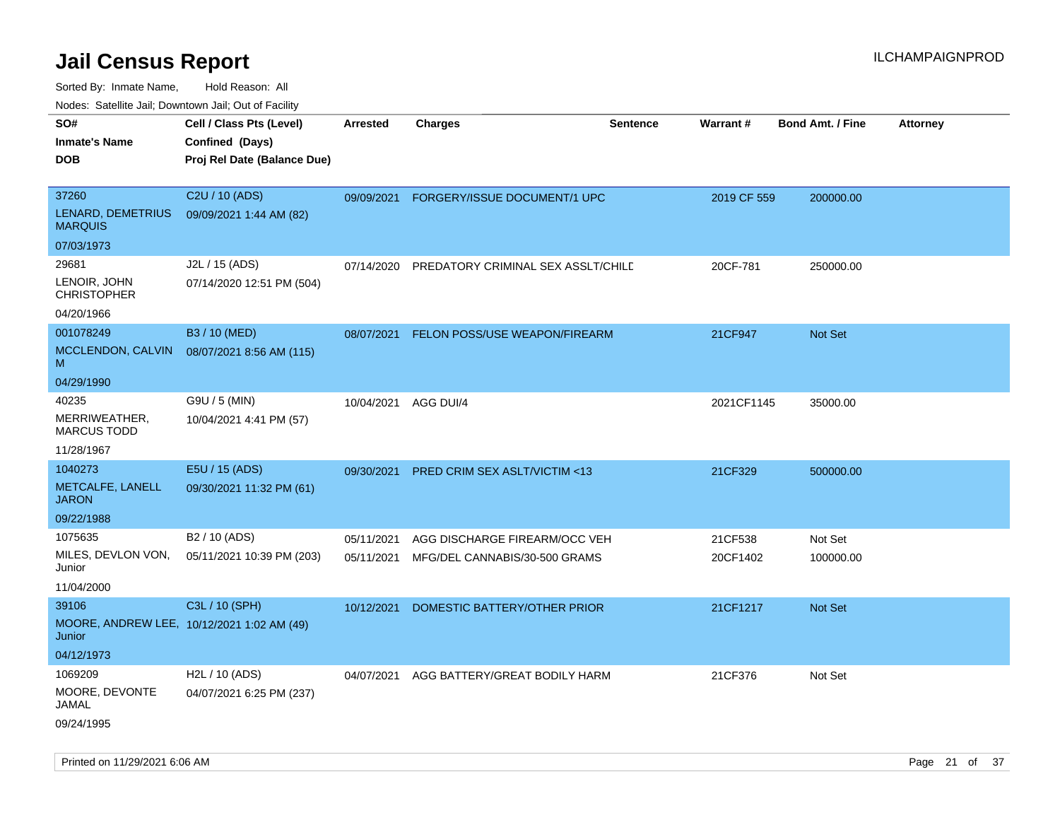# Jail Census Report

Sorted By: Inmate Name, Hold Reason: All

Nodes: Satellite Jail; Downtown Jail; Out of Facility

| SO# / Inmate's Name / DOB | Cell / Class Pts (Level) / Confined (Days) / Proj Rel Date (Balance Due) | Arrested | Charges | Sentence | Warrant # | Bond Amt. / Fine | Attorney |
|---|---|---|---|---|---|---|---|
| 37260<br>LENARD, DEMETRIUS MARQUIS<br>07/03/1973 | C2U / 10 (ADS)<br>09/09/2021 1:44 AM (82) | 09/09/2021 | FORGERY/ISSUE DOCUMENT/1 UPC | | 2019 CF 559 | 200000.00 | |
| 29681<br>LENOIR, JOHN CHRISTOPHER<br>04/20/1966 | J2L / 15 (ADS)<br>07/14/2020 12:51 PM (504) | 07/14/2020 | PREDATORY CRIMINAL SEX ASSLT/CHILD | | 20CF-781 | 250000.00 | |
| 001078249<br>MCCLENDON, CALVIN M<br>04/29/1990 | B3 / 10 (MED)<br>08/07/2021 8:56 AM (115) | 08/07/2021 | FELON POSS/USE WEAPON/FIREARM | | 21CF947 | Not Set | |
| 40235<br>MERRIWEATHER, MARCUS TODD<br>11/28/1967 | G9U / 5 (MIN)<br>10/04/2021 4:41 PM (57) | 10/04/2021 | AGG DUI/4 | | 2021CF1145 | 35000.00 | |
| 1040273<br>METCALFE, LANELL JARON<br>09/22/1988 | E5U / 15 (ADS)<br>09/30/2021 11:32 PM (61) | 09/30/2021 | PRED CRIM SEX ASLT/VICTIM <13 | | 21CF329 | 500000.00 | |
| 1075635<br>MILES, DEVLON VON, Junior<br>11/04/2000 | B2 / 10 (ADS)<br>05/11/2021 10:39 PM (203) | 05/11/2021<br>05/11/2021 | AGG DISCHARGE FIREARM/OCC VEH<br>MFG/DEL CANNABIS/30-500 GRAMS | | 21CF538<br>20CF1402 | Not Set<br>100000.00 | |
| 39106<br>MOORE, ANDREW LEE, Junior<br>04/12/1973 | C3L / 10 (SPH)<br>10/12/2021 1:02 AM (49) | 10/12/2021 | DOMESTIC BATTERY/OTHER PRIOR | | 21CF1217 | Not Set | |
| 1069209<br>MOORE, DEVONTE JAMAL<br>09/24/1995 | H2L / 10 (ADS)<br>04/07/2021 6:25 PM (237) | 04/07/2021 | AGG BATTERY/GREAT BODILY HARM | | 21CF376 | Not Set | |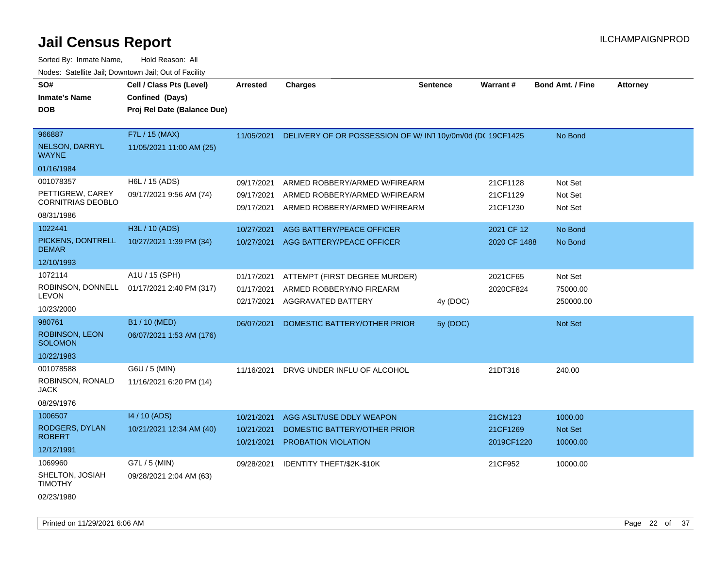# Jail Census Report

ILCHAMPAIGNPROD

Sorted By: Inmate Name, Hold Reason: All

Nodes: Satellite Jail; Downtown Jail; Out of Facility

| SO# / Inmate's Name / DOB | Cell / Class Pts (Level) / Confined (Days) / Proj Rel Date (Balance Due) | Arrested | Charges | Sentence | Warrant # | Bond Amt. / Fine | Attorney |
|---|---|---|---|---|---|---|---|
| 966887 NELSON, DARRYL WAYNE 01/16/1984 | F7L / 15 (MAX) 11/05/2021 11:00 AM (25) | 11/05/2021 | DELIVERY OF OR POSSESSION OF W/ INT | 10y/0m/0d (DC | 19CF1425 | No Bond | |
| 001078357 PETTIGREW, CAREY CORNITRIAS DEOBLO 08/31/1986 | H6L / 15 (ADS) 09/17/2021 9:56 AM (74) | 09/17/2021 | ARMED ROBBERY/ARMED W/FIREARM | | 21CF1128 | Not Set | |
| | | 09/17/2021 | ARMED ROBBERY/ARMED W/FIREARM | | 21CF1129 | Not Set | |
| | | 09/17/2021 | ARMED ROBBERY/ARMED W/FIREARM | | 21CF1230 | Not Set | |
| 1022441 PICKENS, DONTRELL DEMAR 12/10/1993 | H3L / 10 (ADS) 10/27/2021 1:39 PM (34) | 10/27/2021 | AGG BATTERY/PEACE OFFICER | | 2021 CF 12 | No Bond | |
| | | 10/27/2021 | AGG BATTERY/PEACE OFFICER | | 2020 CF 1488 | No Bond | |
| 1072114 ROBINSON, DONNELL LEVON 10/23/2000 | A1U / 15 (SPH) 01/17/2021 2:40 PM (317) | 01/17/2021 | ATTEMPT (FIRST DEGREE MURDER) | | 2021CF65 | Not Set | |
| | | 01/17/2021 | ARMED ROBBERY/NO FIREARM | | 2020CF824 | 75000.00 | |
| | | 02/17/2021 | AGGRAVATED BATTERY | 4y (DOC) | | 250000.00 | |
| 980761 ROBINSON, LEON SOLOMON 10/22/1983 | B1 / 10 (MED) 06/07/2021 1:53 AM (176) | 06/07/2021 | DOMESTIC BATTERY/OTHER PRIOR | 5y (DOC) | | Not Set | |
| 001078588 ROBINSON, RONALD JACK 08/29/1976 | G6U / 5 (MIN) 11/16/2021 6:20 PM (14) | 11/16/2021 | DRVG UNDER INFLU OF ALCOHOL | | 21DT316 | 240.00 | |
| 1006507 RODGERS, DYLAN ROBERT 12/12/1991 | I4 / 10 (ADS) 10/21/2021 12:34 AM (40) | 10/21/2021 | AGG ASLT/USE DDLY WEAPON | | 21CM123 | 1000.00 | |
| | | 10/21/2021 | DOMESTIC BATTERY/OTHER PRIOR | | 21CF1269 | Not Set | |
| | | 10/21/2021 | PROBATION VIOLATION | | 2019CF1220 | 10000.00 | |
| 1069960 SHELTON, JOSIAH TIMOTHY 02/23/1980 | G7L / 5 (MIN) 09/28/2021 2:04 AM (63) | 09/28/2021 | IDENTITY THEFT/$2K-$10K | | 21CF952 | 10000.00 | |

Printed on 11/29/2021 6:06 AM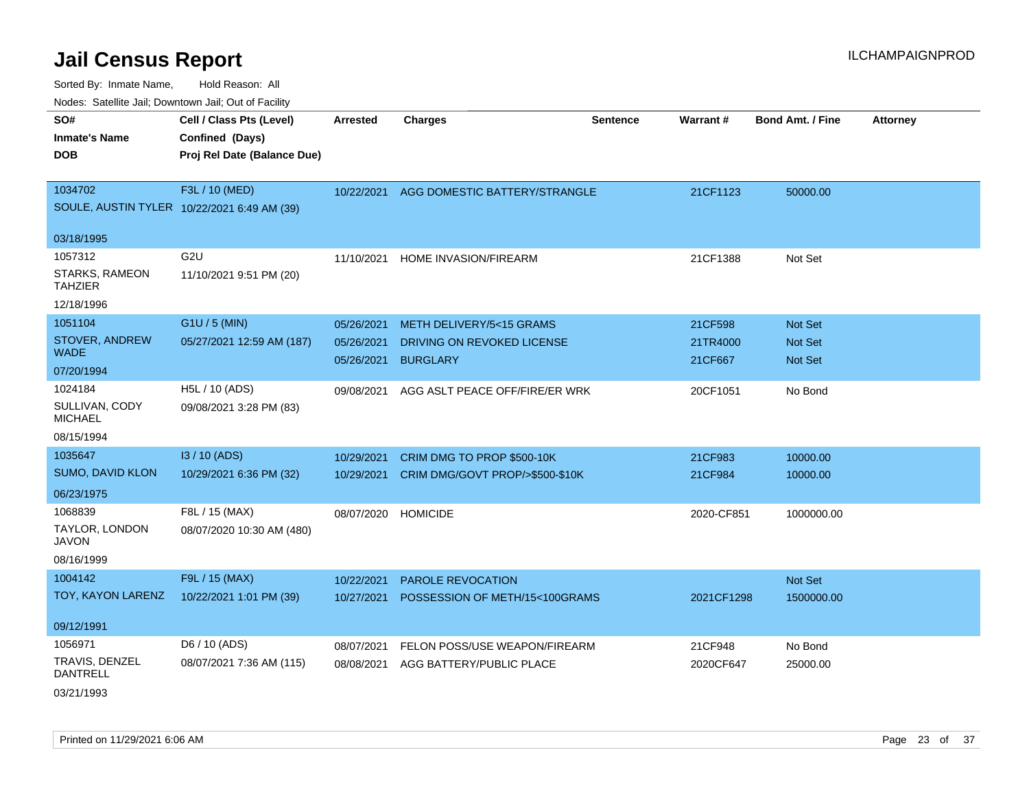# Jail Census Report

ILCHAMPAIGNPROD

Sorted By: Inmate Name, Hold Reason: All

Nodes: Satellite Jail; Downtown Jail; Out of Facility

| SO# / Inmate's Name / DOB | Cell / Class Pts (Level) / Confined (Days) / Proj Rel Date (Balance Due) | Arrested | Charges | Sentence | Warrant # | Bond Amt. / Fine | Attorney |
|---|---|---|---|---|---|---|---|
| 1034702 SOULE, AUSTIN TYLER 03/18/1995 | F3L / 10 (MED) 10/22/2021 6:49 AM (39) | 10/22/2021 | AGG DOMESTIC BATTERY/STRANGLE | | 21CF1123 | 50000.00 | |
| 1057312 STARKS, RAMEON TAHZIER 12/18/1996 | G2U 11/10/2021 9:51 PM (20) | 11/10/2021 | HOME INVASION/FIREARM | | 21CF1388 | Not Set | |
| 1051104 STOVER, ANDREW WADE 07/20/1994 | G1U / 5 (MIN) 05/27/2021 12:59 AM (187) | 05/26/2021 | METH DELIVERY/5<15 GRAMS | | 21CF598 | Not Set | |
| | | 05/26/2021 | DRIVING ON REVOKED LICENSE | | 21TR4000 | Not Set | |
| | | 05/26/2021 | BURGLARY | | 21CF667 | Not Set | |
| 1024184 SULLIVAN, CODY MICHAEL 08/15/1994 | H5L / 10 (ADS) 09/08/2021 3:28 PM (83) | 09/08/2021 | AGG ASLT PEACE OFF/FIRE/ER WRK | | 20CF1051 | No Bond | |
| 1035647 SUMO, DAVID KLON 06/23/1975 | I3 / 10 (ADS) 10/29/2021 6:36 PM (32) | 10/29/2021 | CRIM DMG TO PROP $500-10K | | 21CF983 | 10000.00 | |
| | | 10/29/2021 | CRIM DMG/GOVT PROP/>$500-$10K | | 21CF984 | 10000.00 | |
| 1068839 TAYLOR, LONDON JAVON 08/16/1999 | F8L / 15 (MAX) 08/07/2020 10:30 AM (480) | 08/07/2020 | HOMICIDE | | 2020-CF851 | 1000000.00 | |
| 1004142 TOY, KAYON LARENZ 09/12/1991 | F9L / 15 (MAX) 10/22/2021 1:01 PM (39) | 10/22/2021 | PAROLE REVOCATION | | | Not Set | |
| | | 10/27/2021 | POSSESSION OF METH/15<100GRAMS | | 2021CF1298 | 1500000.00 | |
| 1056971 TRAVIS, DENZEL DANTRELL 03/21/1993 | D6 / 10 (ADS) 08/07/2021 7:36 AM (115) | 08/07/2021 | FELON POSS/USE WEAPON/FIREARM | | 21CF948 | No Bond | |
| | | 08/08/2021 | AGG BATTERY/PUBLIC PLACE | | 2020CF647 | 25000.00 | |

Printed on 11/29/2021 6:06 AM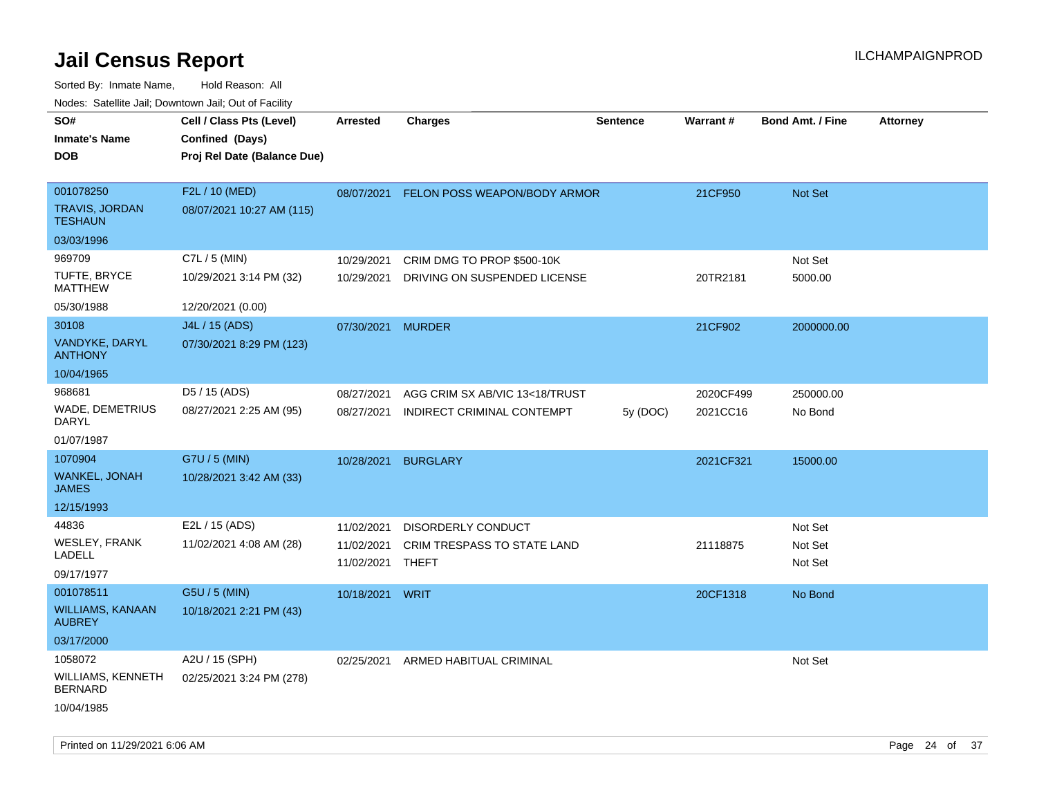# Jail Census Report

ILCHAMPAIGNPROD

Sorted By: Inmate Name, Hold Reason: All

Nodes: Satellite Jail; Downtown Jail; Out of Facility

| SO# / Inmate's Name / DOB | Cell / Class Pts (Level) / Confined (Days) / Proj Rel Date (Balance Due) | Arrested | Charges | Sentence | Warrant # | Bond Amt. / Fine | Attorney |
|---|---|---|---|---|---|---|---|
| 001078250<br>TRAVIS, JORDAN TESHAUN<br>03/03/1996 | F2L / 10 (MED)<br>08/07/2021 10:27 AM (115) | 08/07/2021 | FELON POSS WEAPON/BODY ARMOR | | 21CF950 | Not Set | |
| 969709<br>TUFTE, BRYCE MATTHEW<br>05/30/1988 | C7L / 5 (MIN)<br>10/29/2021 3:14 PM (32)<br>12/20/2021 (0.00) | 10/29/2021 | CRIM DMG TO PROP $500-10K | | | Not Set | |
| | | 10/29/2021 | DRIVING ON SUSPENDED LICENSE | | 20TR2181 | 5000.00 | |
| 30108<br>VANDYKE, DARYL ANTHONY<br>10/04/1965 | J4L / 15 (ADS)<br>07/30/2021 8:29 PM (123) | 07/30/2021 | MURDER | | 21CF902 | 2000000.00 | |
| 968681<br>WADE, DEMETRIUS DARYL<br>01/07/1987 | D5 / 15 (ADS)<br>08/27/2021 2:25 AM (95) | 08/27/2021 | AGG CRIM SX AB/VIC 13<18/TRUST | | 2020CF499 | 250000.00 | |
| | | 08/27/2021 | INDIRECT CRIMINAL CONTEMPT | 5y (DOC) | 2021CC16 | No Bond | |
| 1070904<br>WANKEL, JONAH JAMES<br>12/15/1993 | G7U / 5 (MIN)<br>10/28/2021 3:42 AM (33) | 10/28/2021 | BURGLARY | | 2021CF321 | 15000.00 | |
| 44836<br>WESLEY, FRANK LADELL<br>09/17/1977 | E2L / 15 (ADS)<br>11/02/2021 4:08 AM (28) | 11/02/2021 | DISORDERLY CONDUCT | | | Not Set | |
| | | 11/02/2021 | CRIM TRESPASS TO STATE LAND | | 21118875 | Not Set | |
| | | 11/02/2021 | THEFT | | | Not Set | |
| 001078511<br>WILLIAMS, KANAAN AUBREY<br>03/17/2000 | G5U / 5 (MIN)<br>10/18/2021 2:21 PM (43) | 10/18/2021 | WRIT | | 20CF1318 | No Bond | |
| 1058072<br>WILLIAMS, KENNETH BERNARD<br>10/04/1985 | A2U / 15 (SPH)<br>02/25/2021 3:24 PM (278) | 02/25/2021 | ARMED HABITUAL CRIMINAL | | | Not Set | |

Printed on 11/29/2021 6:06 AM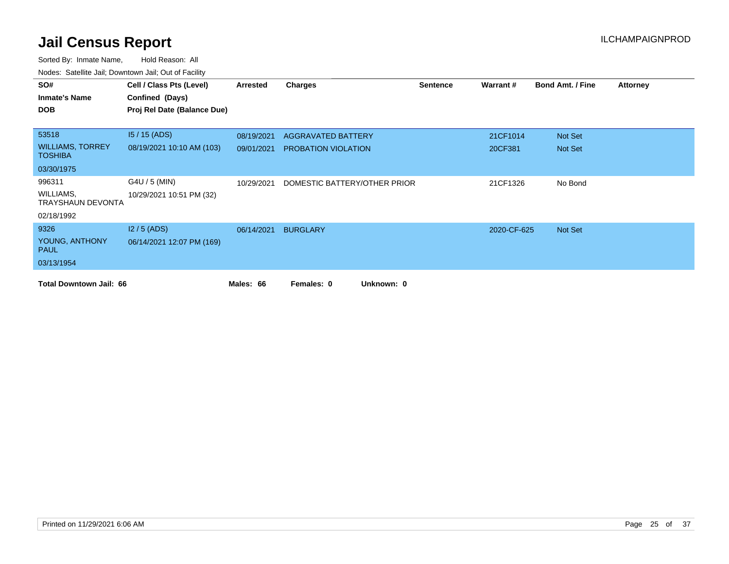# Jail Census Report

ILCHAMPAIGNPROD

Sorted By: Inmate Name, Hold Reason: All

Nodes: Satellite Jail; Downtown Jail; Out of Facility

| SO# / Inmate's Name / DOB | Cell / Class Pts (Level) / Confined (Days) / Proj Rel Date (Balance Due) | Arrested | Charges | Sentence | Warrant # | Bond Amt. / Fine | Attorney |
|---|---|---|---|---|---|---|---|
| 53518<br>WILLIAMS, TORREY TOSHIBA<br>03/30/1975 | I5 / 15 (ADS)<br>08/19/2021 10:10 AM (103) | 08/19/2021 | AGGRAVATED BATTERY | | 21CF1014 | Not Set | |
| | | 09/01/2021 | PROBATION VIOLATION | | 20CF381 | Not Set | |
| 996311<br>WILLIAMS, TRAYSHAUN DEVONTA<br>02/18/1992 | G4U / 5 (MIN)<br>10/29/2021 10:51 PM (32) | 10/29/2021 | DOMESTIC BATTERY/OTHER PRIOR | | 21CF1326 | No Bond | |
| 9326<br>YOUNG, ANTHONY PAUL<br>03/13/1954 | I2 / 5 (ADS)<br>06/14/2021 12:07 PM (169) | 06/14/2021 | BURGLARY | | 2020-CF-625 | Not Set | |

**Total Downtown Jail: 66** **Males: 66** **Females: 0** **Unknown: 0**

Printed on 11/29/2021 6:06 AM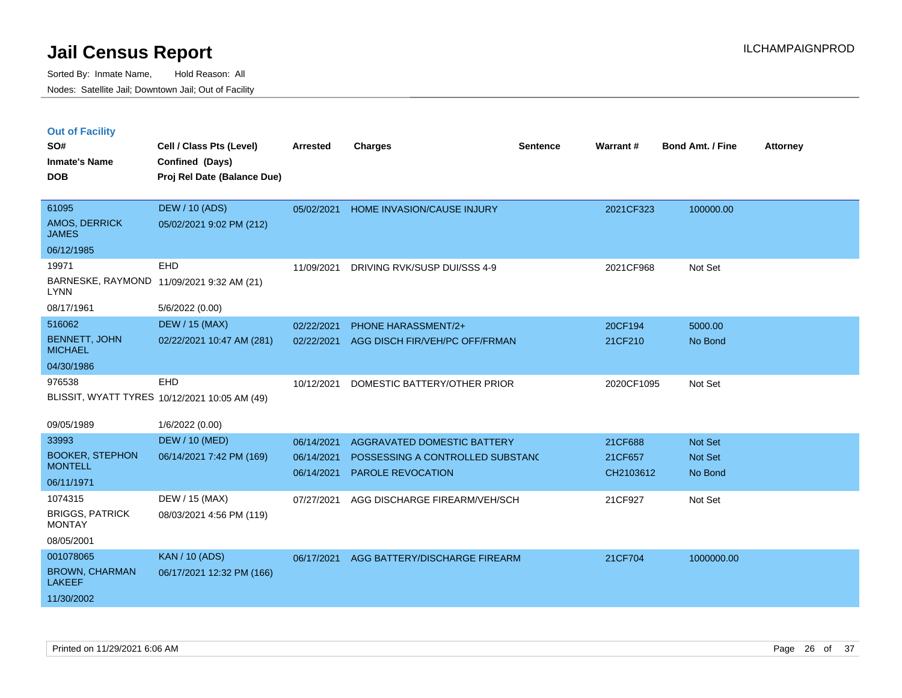# Jail Census Report

Sorted By: Inmate Name, Hold Reason: All
Nodes: Satellite Jail; Downtown Jail; Out of Facility

ILCHAMPAIGNPROD

## Out of Facility

| SO# / Inmate's Name / DOB | Cell / Class Pts (Level) / Confined (Days) / Proj Rel Date (Balance Due) | Arrested | Charges | Sentence | Warrant # | Bond Amt. / Fine | Attorney |
|---|---|---|---|---|---|---|---|
| 61095<br>AMOS, DERRICK JAMES<br>06/12/1985 | DEW / 10 (ADS)<br>05/02/2021 9:02 PM (212) | 05/02/2021 | HOME INVASION/CAUSE INJURY | | 2021CF323 | 100000.00 | |
| 19971<br>BARNESKE, RAYMOND LYNN<br>08/17/1961 | EHD<br>11/09/2021 9:32 AM (21)<br>5/6/2022 (0.00) | 11/09/2021 | DRIVING RVK/SUSP DUI/SSS 4-9 | | 2021CF968 | Not Set | |
| 516062<br>BENNETT, JOHN MICHAEL<br>04/30/1986 | DEW / 15 (MAX)<br>02/22/2021 10:47 AM (281) | 02/22/2021<br>02/22/2021 | PHONE HARASSMENT/2+<br>AGG DISCH FIR/VEH/PC OFF/FRMAN | | 20CF194<br>21CF210 | 5000.00<br>No Bond | |
| 976538<br>BLISSIT, WYATT TYRES<br>09/05/1989 | EHD<br>10/12/2021 10:05 AM (49)<br>1/6/2022 (0.00) | 10/12/2021 | DOMESTIC BATTERY/OTHER PRIOR | | 2020CF1095 | Not Set | |
| 33993<br>BOOKER, STEPHON MONTELL<br>06/11/1971 | DEW / 10 (MED)<br>06/14/2021 7:42 PM (169) | 06/14/2021<br>06/14/2021<br>06/14/2021 | AGGRAVATED DOMESTIC BATTERY<br>POSSESSING A CONTROLLED SUBSTANC<br>PAROLE REVOCATION | | 21CF688<br>21CF657<br>CH2103612 | Not Set<br>Not Set<br>No Bond | |
| 1074315<br>BRIGGS, PATRICK MONTAY<br>08/05/2001 | DEW / 15 (MAX)<br>08/03/2021 4:56 PM (119) | 07/27/2021 | AGG DISCHARGE FIREARM/VEH/SCH | | 21CF927 | Not Set | |
| 001078065<br>BROWN, CHARMAN LAKEEF<br>11/30/2002 | KAN / 10 (ADS)<br>06/17/2021 12:32 PM (166) | 06/17/2021 | AGG BATTERY/DISCHARGE FIREARM | | 21CF704 | 1000000.00 | |

Printed on 11/29/2021 6:06 AM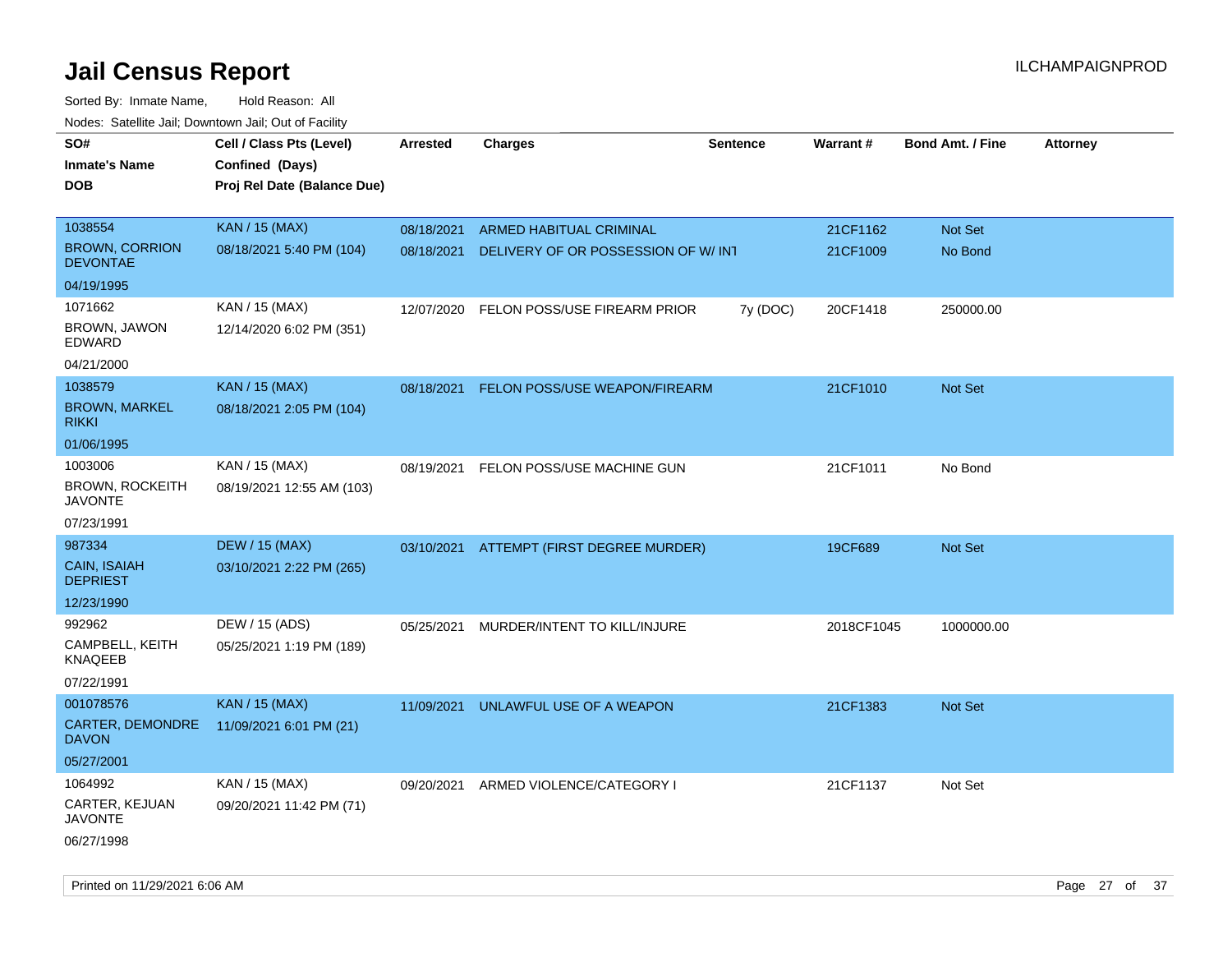# Jail Census Report

ILCHAMPAIGNPROD

Sorted By: Inmate Name, Hold Reason: All

Nodes: Satellite Jail; Downtown Jail; Out of Facility

| SO# / Inmate's Name / DOB | Cell / Class Pts (Level) / Confined (Days) / Proj Rel Date (Balance Due) | Arrested | Charges | Sentence | Warrant # | Bond Amt. / Fine | Attorney |
|---|---|---|---|---|---|---|---|
| 1038554<br>BROWN, CORRION DEVONTAE<br>04/19/1995 | KAN / 15 (MAX)<br>08/18/2021 5:40 PM (104) | 08/18/2021 | ARMED HABITUAL CRIMINAL | | 21CF1162 | Not Set | |
| | | 08/18/2021 | DELIVERY OF OR POSSESSION OF W/ INT | | 21CF1009 | No Bond | |
| 1071662<br>BROWN, JAWON EDWARD<br>04/21/2000 | KAN / 15 (MAX)<br>12/14/2020 6:02 PM (351) | 12/07/2020 | FELON POSS/USE FIREARM PRIOR | 7y (DOC) | 20CF1418 | 250000.00 | |
| 1038579<br>BROWN, MARKEL RIKKI<br>01/06/1995 | KAN / 15 (MAX)<br>08/18/2021 2:05 PM (104) | 08/18/2021 | FELON POSS/USE WEAPON/FIREARM | | 21CF1010 | Not Set | |
| 1003006<br>BROWN, ROCKEITH JAVONTE<br>07/23/1991 | KAN / 15 (MAX)<br>08/19/2021 12:55 AM (103) | 08/19/2021 | FELON POSS/USE MACHINE GUN | | 21CF1011 | No Bond | |
| 987334<br>CAIN, ISAIAH DEPRIEST<br>12/23/1990 | DEW / 15 (MAX)<br>03/10/2021 2:22 PM (265) | 03/10/2021 | ATTEMPT (FIRST DEGREE MURDER) | | 19CF689 | Not Set | |
| 992962<br>CAMPBELL, KEITH KNAQEEB<br>07/22/1991 | DEW / 15 (ADS)<br>05/25/2021 1:19 PM (189) | 05/25/2021 | MURDER/INTENT TO KILL/INJURE | | 2018CF1045 | 1000000.00 | |
| 001078576<br>CARTER, DEMONDRE DAVON<br>05/27/2001 | KAN / 15 (MAX)<br>11/09/2021 6:01 PM (21) | 11/09/2021 | UNLAWFUL USE OF A WEAPON | | 21CF1383 | Not Set | |
| 1064992<br>CARTER, KEJUAN JAVONTE<br>06/27/1998 | KAN / 15 (MAX)<br>09/20/2021 11:42 PM (71) | 09/20/2021 | ARMED VIOLENCE/CATEGORY I | | 21CF1137 | Not Set | |

Printed on 11/29/2021 6:06 AM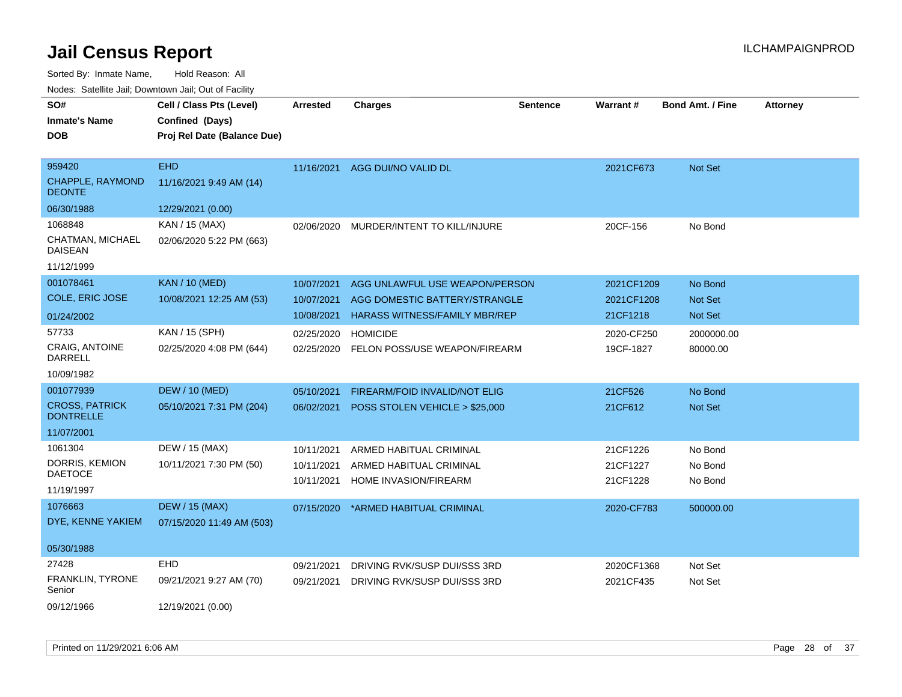# Jail Census Report

ILCHAMPAIGNPROD

Sorted By: Inmate Name, Hold Reason: All

Nodes: Satellite Jail; Downtown Jail; Out of Facility

| SO# / Inmate's Name / DOB | Cell / Class Pts (Level) / Confined (Days) / Proj Rel Date (Balance Due) | Arrested | Charges | Sentence | Warrant # | Bond Amt. / Fine | Attorney |
|---|---|---|---|---|---|---|---|
| 959420<br>CHAPPLE, RAYMOND DEONTE<br>06/30/1988 | EHD<br>11/16/2021 9:49 AM (14)<br>12/29/2021 (0.00) | 11/16/2021 | AGG DUI/NO VALID DL | | 2021CF673 | Not Set | |
| 1068848<br>CHATMAN, MICHAEL DAISEAN<br>11/12/1999 | KAN / 15 (MAX)<br>02/06/2020 5:22 PM (663) | 02/06/2020 | MURDER/INTENT TO KILL/INJURE | | 20CF-156 | No Bond | |
| 001078461<br>COLE, ERIC JOSE<br>01/24/2002 | KAN / 10 (MED)<br>10/08/2021 12:25 AM (53) | 10/07/2021<br>10/07/2021<br>10/08/2021 | AGG UNLAWFUL USE WEAPON/PERSON<br>AGG DOMESTIC BATTERY/STRANGLE<br>HARASS WITNESS/FAMILY MBR/REP | | 2021CF1209<br>2021CF1208<br>21CF1218 | No Bond<br>Not Set<br>Not Set | |
| 57733<br>CRAIG, ANTOINE DARRELL<br>10/09/1982 | KAN / 15 (SPH)<br>02/25/2020 4:08 PM (644) | 02/25/2020<br>02/25/2020 | HOMICIDE<br>FELON POSS/USE WEAPON/FIREARM | | 2020-CF250<br>19CF-1827 | 2000000.00<br>80000.00 | |
| 001077939<br>CROSS, PATRICK DONTRELLE<br>11/07/2001 | DEW / 10 (MED)<br>05/10/2021 7:31 PM (204) | 05/10/2021<br>06/02/2021 | FIREARM/FOID INVALID/NOT ELIG<br>POSS STOLEN VEHICLE > $25,000 | | 21CF526<br>21CF612 | No Bond<br>Not Set | |
| 1061304<br>DORRIS, KEMION DAETOCE<br>11/19/1997 | DEW / 15 (MAX)<br>10/11/2021 7:30 PM (50) | 10/11/2021<br>10/11/2021<br>10/11/2021 | ARMED HABITUAL CRIMINAL<br>ARMED HABITUAL CRIMINAL<br>HOME INVASION/FIREARM | | 21CF1226<br>21CF1227<br>21CF1228 | No Bond<br>No Bond<br>No Bond | |
| 1076663<br>DYE, KENNE YAKIEM<br>05/30/1988 | DEW / 15 (MAX)<br>07/15/2020 11:49 AM (503) | 07/15/2020 | *ARMED HABITUAL CRIMINAL | | 2020-CF783 | 500000.00 | |
| 27428<br>FRANKLIN, TYRONE Senior<br>09/12/1966 | EHD<br>09/21/2021 9:27 AM (70)<br>12/19/2021 (0.00) | 09/21/2021<br>09/21/2021 | DRIVING RVK/SUSP DUI/SSS 3RD<br>DRIVING RVK/SUSP DUI/SSS 3RD | | 2020CF1368<br>2021CF435 | Not Set<br>Not Set | |

Printed on 11/29/2021 6:06 AM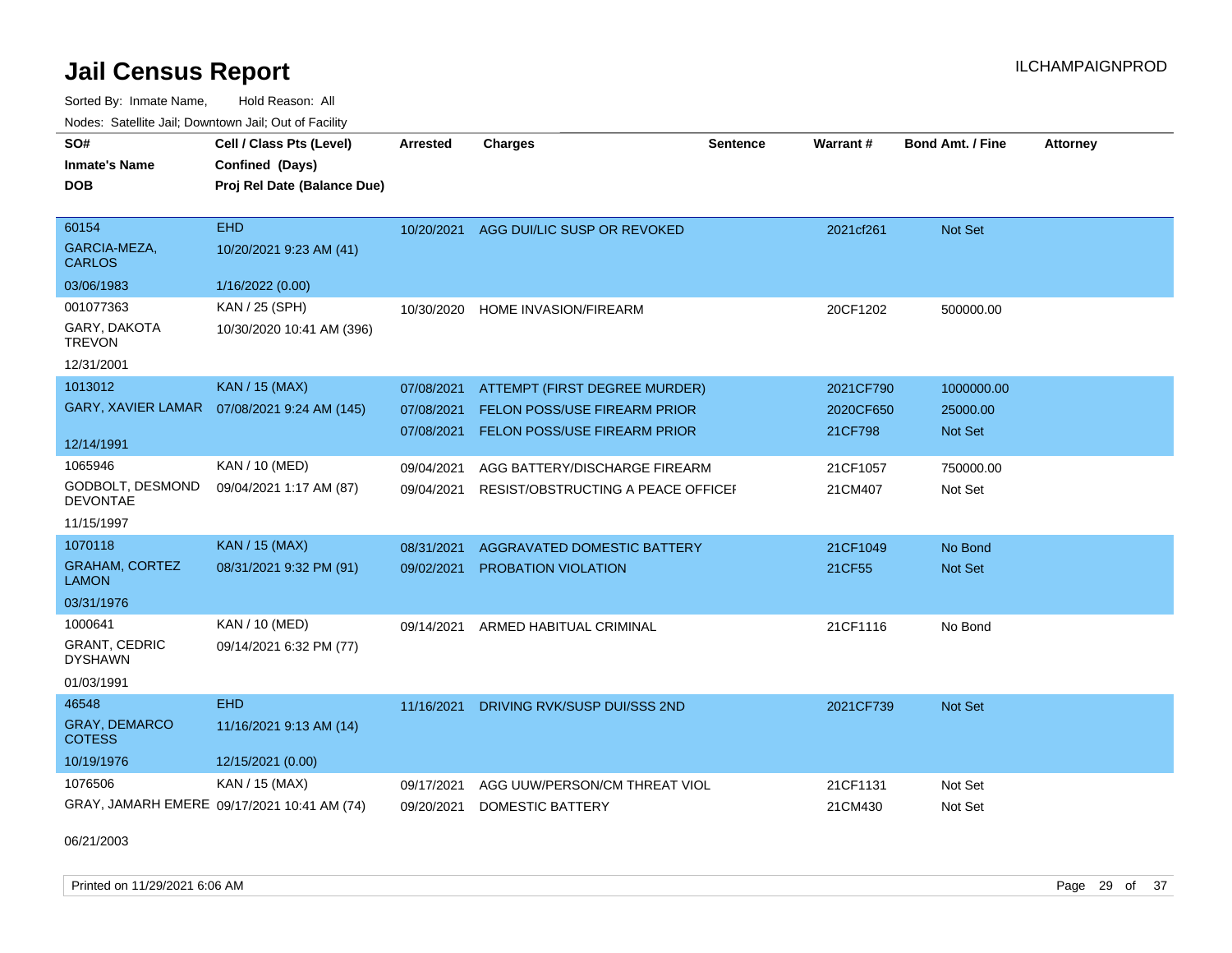# Jail Census Report

ILCHAMPAIGNPROD

Sorted By: Inmate Name, Hold Reason: All

Nodes: Satellite Jail; Downtown Jail; Out of Facility

| SO# / Inmate's Name / DOB | Cell / Class Pts (Level) / Confined (Days) / Proj Rel Date (Balance Due) | Arrested | Charges | Sentence | Warrant # | Bond Amt. / Fine | Attorney |
|---|---|---|---|---|---|---|---|
| 60154<br>GARCIA-MEZA, CARLOS<br>03/06/1983 | EHD<br>10/20/2021 9:23 AM (41)<br>1/16/2022 (0.00) | 10/20/2021 | AGG DUI/LIC SUSP OR REVOKED | | 2021cf261 | Not Set | |
| 001077363<br>GARY, DAKOTA TREVON<br>12/31/2001 | KAN / 25 (SPH)<br>10/30/2020 10:41 AM (396) | 10/30/2020 | HOME INVASION/FIREARM | | 20CF1202 | 500000.00 | |
| 1013012<br>GARY, XAVIER LAMAR<br>12/14/1991 | KAN / 15 (MAX)<br>07/08/2021 9:24 AM (145) | 07/08/2021 | ATTEMPT (FIRST DEGREE MURDER) | | 2021CF790 | 1000000.00 | |
| | | 07/08/2021 | FELON POSS/USE FIREARM PRIOR | | 2020CF650 | 25000.00 | |
| | | 07/08/2021 | FELON POSS/USE FIREARM PRIOR | | 21CF798 | Not Set | |
| 1065946<br>GODBOLT, DESMOND DEVONTAE<br>11/15/1997 | KAN / 10 (MED)<br>09/04/2021 1:17 AM (87) | 09/04/2021 | AGG BATTERY/DISCHARGE FIREARM | | 21CF1057 | 750000.00 | |
| | | 09/04/2021 | RESIST/OBSTRUCTING A PEACE OFFICEI | | 21CM407 | Not Set | |
| 1070118<br>GRAHAM, CORTEZ LAMON<br>03/31/1976 | KAN / 15 (MAX)<br>08/31/2021 9:32 PM (91) | 08/31/2021 | AGGRAVATED DOMESTIC BATTERY | | 21CF1049 | No Bond | |
| | | 09/02/2021 | PROBATION VIOLATION | | 21CF55 | Not Set | |
| 1000641<br>GRANT, CEDRIC DYSHAWN<br>01/03/1991 | KAN / 10 (MED)<br>09/14/2021 6:32 PM (77) | 09/14/2021 | ARMED HABITUAL CRIMINAL | | 21CF1116 | No Bond | |
| 46548<br>GRAY, DEMARCO COTESS<br>10/19/1976 | EHD<br>11/16/2021 9:13 AM (14)<br>12/15/2021 (0.00) | 11/16/2021 | DRIVING RVK/SUSP DUI/SSS 2ND | | 2021CF739 | Not Set | |
| 1076506<br>GRAY, JAMARH EMERE<br>06/21/2003 | KAN / 15 (MAX)<br>09/17/2021 10:41 AM (74) | 09/17/2021 | AGG UUW/PERSON/CM THREAT VIOL | | 21CF1131 | Not Set | |
| | | 09/20/2021 | DOMESTIC BATTERY | | 21CM430 | Not Set | |

Printed on 11/29/2021 6:06 AM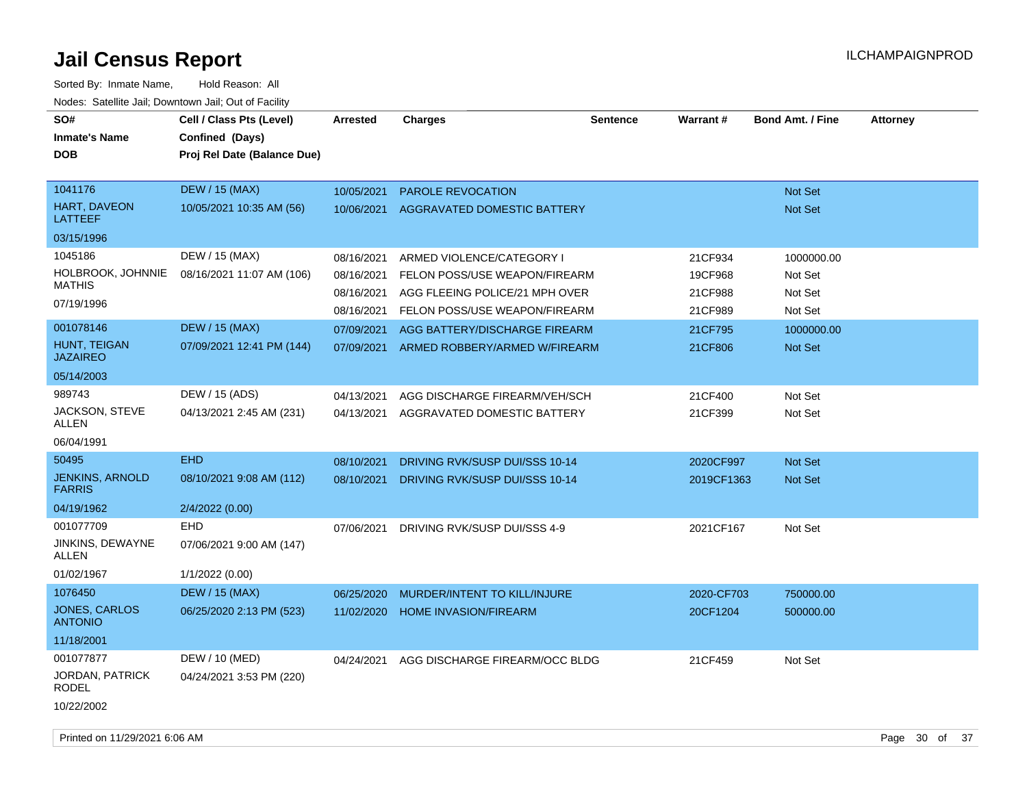# Jail Census Report

ILCHAMPAIGNPROD

Sorted By: Inmate Name, Hold Reason: All

Nodes: Satellite Jail; Downtown Jail; Out of Facility

| SO# / Inmate's Name / DOB | Cell / Class Pts (Level) / Confined (Days) / Proj Rel Date (Balance Due) | Arrested | Charges | Sentence | Warrant # | Bond Amt. / Fine | Attorney |
|---|---|---|---|---|---|---|---|
| 1041176 | DEW / 15 (MAX) | 10/05/2021 | PAROLE REVOCATION | | | Not Set | |
| HART, DAVEON LATTEEF | 10/05/2021 10:35 AM (56) | 10/06/2021 | AGGRAVATED DOMESTIC BATTERY | | | Not Set | |
| 03/15/1996 | | | | | | | |
| 1045186 | DEW / 15 (MAX) | 08/16/2021 | ARMED VIOLENCE/CATEGORY I | | 21CF934 | 1000000.00 | |
| HOLBROOK, JOHNNIE MATHIS | 08/16/2021 11:07 AM (106) | 08/16/2021 | FELON POSS/USE WEAPON/FIREARM | | 19CF968 | Not Set | |
| 07/19/1996 | | 08/16/2021 | AGG FLEEING POLICE/21 MPH OVER | | 21CF988 | Not Set | |
| | | 08/16/2021 | FELON POSS/USE WEAPON/FIREARM | | 21CF989 | Not Set | |
| 001078146 | DEW / 15 (MAX) | 07/09/2021 | AGG BATTERY/DISCHARGE FIREARM | | 21CF795 | 1000000.00 | |
| HUNT, TEIGAN JAZAIREO | 07/09/2021 12:41 PM (144) | 07/09/2021 | ARMED ROBBERY/ARMED W/FIREARM | | 21CF806 | Not Set | |
| 05/14/2003 | | | | | | | |
| 989743 | DEW / 15 (ADS) | 04/13/2021 | AGG DISCHARGE FIREARM/VEH/SCH | | 21CF400 | Not Set | |
| JACKSON, STEVE ALLEN | 04/13/2021 2:45 AM (231) | 04/13/2021 | AGGRAVATED DOMESTIC BATTERY | | 21CF399 | Not Set | |
| 06/04/1991 | | | | | | | |
| 50495 | EHD | 08/10/2021 | DRIVING RVK/SUSP DUI/SSS 10-14 | | 2020CF997 | Not Set | |
| JENKINS, ARNOLD FARRIS | 08/10/2021 9:08 AM (112) | 08/10/2021 | DRIVING RVK/SUSP DUI/SSS 10-14 | | 2019CF1363 | Not Set | |
| 04/19/1962 | 2/4/2022 (0.00) | | | | | | |
| 001077709 | EHD | 07/06/2021 | DRIVING RVK/SUSP DUI/SSS 4-9 | | 2021CF167 | Not Set | |
| JINKINS, DEWAYNE ALLEN | 07/06/2021 9:00 AM (147) | | | | | | |
| 01/02/1967 | 1/1/2022 (0.00) | | | | | | |
| 1076450 | DEW / 15 (MAX) | 06/25/2020 | MURDER/INTENT TO KILL/INJURE | | 2020-CF703 | 750000.00 | |
| JONES, CARLOS ANTONIO | 06/25/2020 2:13 PM (523) | 11/02/2020 | HOME INVASION/FIREARM | | 20CF1204 | 500000.00 | |
| 11/18/2001 | | | | | | | |
| 001077877 | DEW / 10 (MED) | 04/24/2021 | AGG DISCHARGE FIREARM/OCC BLDG | | 21CF459 | Not Set | |
| JORDAN, PATRICK RODEL | 04/24/2021 3:53 PM (220) | | | | | | |
| 10/22/2002 | | | | | | | |

Printed on 11/29/2021 6:06 AM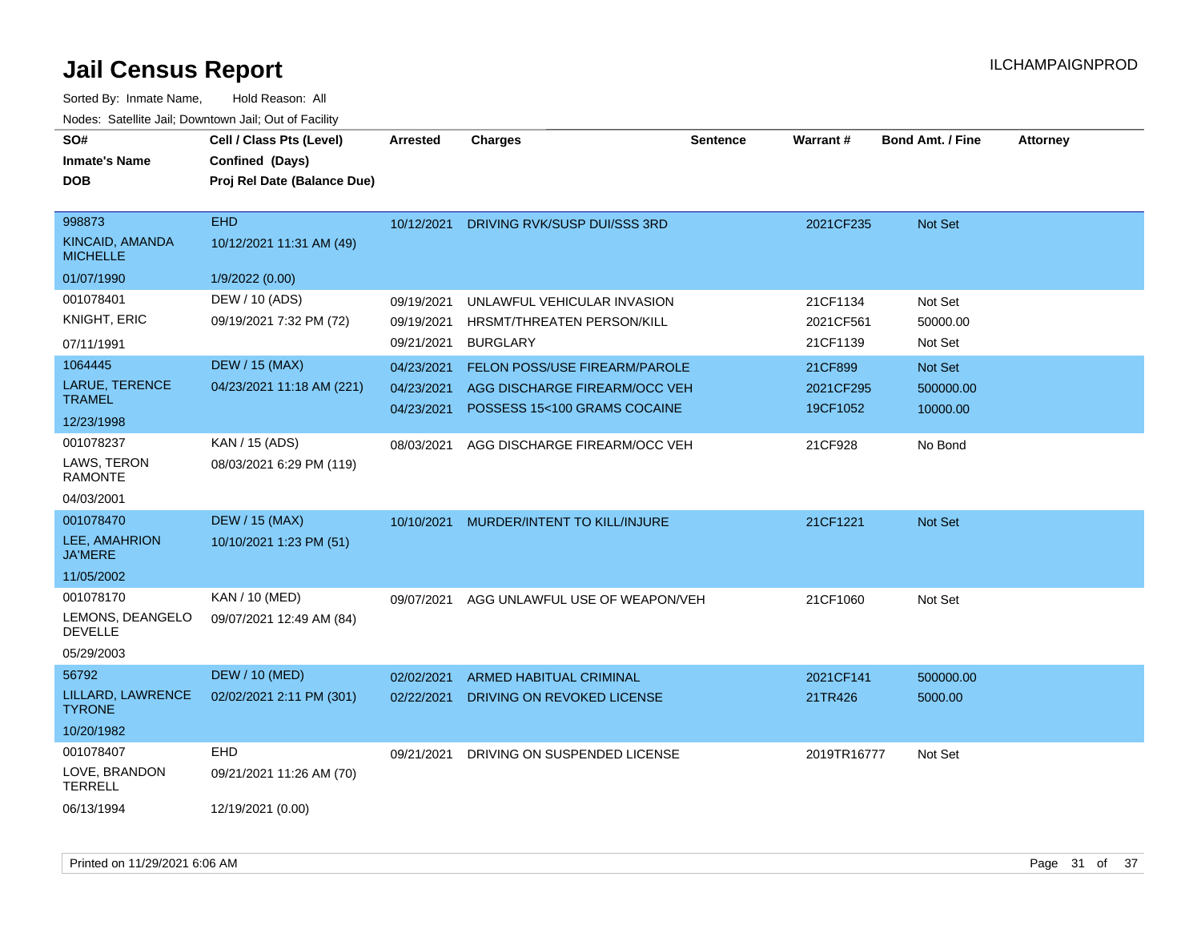# Jail Census Report

ILCHAMPAIGNPROD

Sorted By: Inmate Name, Hold Reason: All

Nodes: Satellite Jail; Downtown Jail; Out of Facility

| SO# / Inmate's Name / DOB | Cell / Class Pts (Level) / Confined (Days) / Proj Rel Date (Balance Due) | Arrested | Charges | Sentence | Warrant # | Bond Amt. / Fine | Attorney |
|---|---|---|---|---|---|---|---|
| 998873<br>KINCAID, AMANDA MICHELLE<br>01/07/1990 | EHD<br>10/12/2021 11:31 AM (49)<br>1/9/2022 (0.00) | 10/12/2021 | DRIVING RVK/SUSP DUI/SSS 3RD | | 2021CF235 | Not Set | |
| 001078401<br>KNIGHT, ERIC<br>07/11/1991 | DEW / 10 (ADS)<br>09/19/2021 7:32 PM (72) | 09/19/2021<br>09/19/2021<br>09/21/2021 | UNLAWFUL VEHICULAR INVASION<br>HRSMT/THREATEN PERSON/KILL<br>BURGLARY | | 21CF1134<br>2021CF561<br>21CF1139 | Not Set<br>50000.00<br>Not Set | |
| 1064445<br>LARUE, TERENCE TRAMEL<br>12/23/1998 | DEW / 15 (MAX)<br>04/23/2021 11:18 AM (221) | 04/23/2021<br>04/23/2021<br>04/23/2021 | FELON POSS/USE FIREARM/PAROLE<br>AGG DISCHARGE FIREARM/OCC VEH<br>POSSESS 15<100 GRAMS COCAINE | | 21CF899<br>2021CF295<br>19CF1052 | Not Set<br>500000.00<br>10000.00 | |
| 001078237<br>LAWS, TERON RAMONTE<br>04/03/2001 | KAN / 15 (ADS)<br>08/03/2021 6:29 PM (119) | 08/03/2021 | AGG DISCHARGE FIREARM/OCC VEH | | 21CF928 | No Bond | |
| 001078470<br>LEE, AMAHRION JA'MERE<br>11/05/2002 | DEW / 15 (MAX)<br>10/10/2021 1:23 PM (51) | 10/10/2021 | MURDER/INTENT TO KILL/INJURE | | 21CF1221 | Not Set | |
| 001078170<br>LEMONS, DEANGELO DEVELLE<br>05/29/2003 | KAN / 10 (MED)<br>09/07/2021 12:49 AM (84) | 09/07/2021 | AGG UNLAWFUL USE OF WEAPON/VEH | | 21CF1060 | Not Set | |
| 56792<br>LILLARD, LAWRENCE TYRONE<br>10/20/1982 | DEW / 10 (MED)<br>02/02/2021 2:11 PM (301) | 02/02/2021<br>02/22/2021 | ARMED HABITUAL CRIMINAL<br>DRIVING ON REVOKED LICENSE | | 2021CF141<br>21TR426 | 500000.00<br>5000.00 | |
| 001078407<br>LOVE, BRANDON TERRELL<br>06/13/1994 | EHD<br>09/21/2021 11:26 AM (70)<br>12/19/2021 (0.00) | 09/21/2021 | DRIVING ON SUSPENDED LICENSE | | 2019TR16777 | Not Set | |

Printed on 11/29/2021 6:06 AM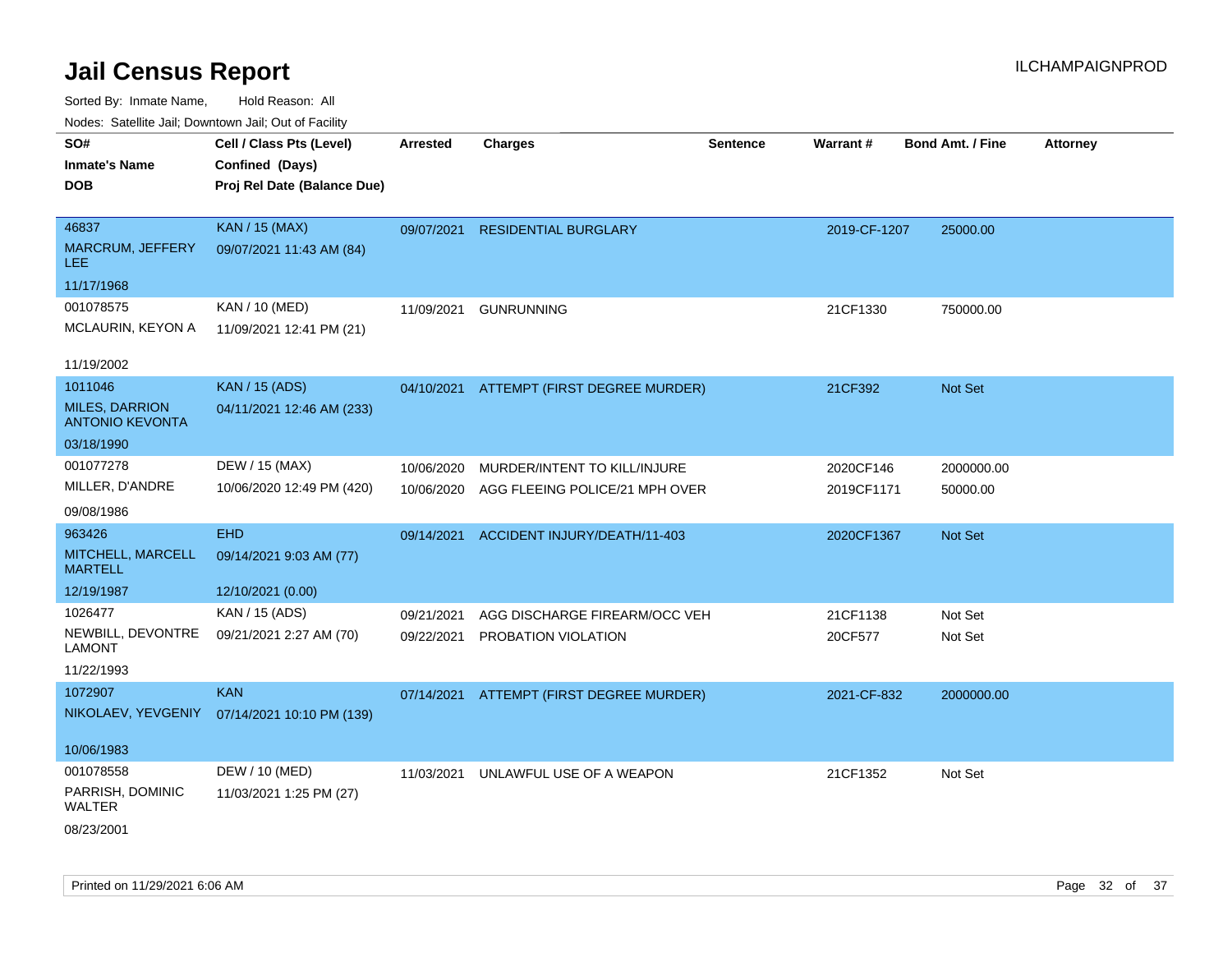# Jail Census Report

ILCHAMPAIGNPROD

Sorted By: Inmate Name, Hold Reason: All

Nodes: Satellite Jail; Downtown Jail; Out of Facility

| SO# / Inmate's Name / DOB | Cell / Class Pts (Level) / Confined (Days) / Proj Rel Date (Balance Due) | Arrested | Charges | Sentence | Warrant # | Bond Amt. / Fine | Attorney |
|---|---|---|---|---|---|---|---|
| 46837<br>MARCRUM, JEFFERY LEE<br>11/17/1968 | KAN / 15 (MAX)<br>09/07/2021 11:43 AM (84) | 09/07/2021 | RESIDENTIAL BURGLARY | | 2019-CF-1207 | 25000.00 | |
| 001078575<br>MCLAURIN, KEYON A<br>11/19/2002 | KAN / 10 (MED)<br>11/09/2021 12:41 PM (21) | 11/09/2021 | GUNRUNNING | | 21CF1330 | 750000.00 | |
| 1011046<br>MILES, DARRION ANTONIO KEVONTA<br>03/18/1990 | KAN / 15 (ADS)<br>04/11/2021 12:46 AM (233) | 04/10/2021 | ATTEMPT (FIRST DEGREE MURDER) | | 21CF392 | Not Set | |
| 001077278<br>MILLER, D'ANDRE<br>09/08/1986 | DEW / 15 (MAX)<br>10/06/2020 12:49 PM (420) | 10/06/2020<br>10/06/2020 | MURDER/INTENT TO KILL/INJURE<br>AGG FLEEING POLICE/21 MPH OVER | | 2020CF146<br>2019CF1171 | 2000000.00<br>50000.00 | |
| 963426<br>MITCHELL, MARCELL MARTELL<br>12/19/1987 | EHD<br>09/14/2021 9:03 AM (77)<br>12/10/2021 (0.00) | 09/14/2021 | ACCIDENT INJURY/DEATH/11-403 | | 2020CF1367 | Not Set | |
| 1026477<br>NEWBILL, DEVONTRE LAMONT<br>11/22/1993 | KAN / 15 (ADS)<br>09/21/2021 2:27 AM (70) | 09/21/2021<br>09/22/2021 | AGG DISCHARGE FIREARM/OCC VEH<br>PROBATION VIOLATION | | 21CF1138<br>20CF577 | Not Set<br>Not Set | |
| 1072907<br>NIKOLAEV, YEVGENIY<br>10/06/1983 | KAN<br>07/14/2021 10:10 PM (139) | 07/14/2021 | ATTEMPT (FIRST DEGREE MURDER) | | 2021-CF-832 | 2000000.00 | |
| 001078558<br>PARRISH, DOMINIC WALTER<br>08/23/2001 | DEW / 10 (MED)<br>11/03/2021 1:25 PM (27) | 11/03/2021 | UNLAWFUL USE OF A WEAPON | | 21CF1352 | Not Set | |

Printed on 11/29/2021 6:06 AM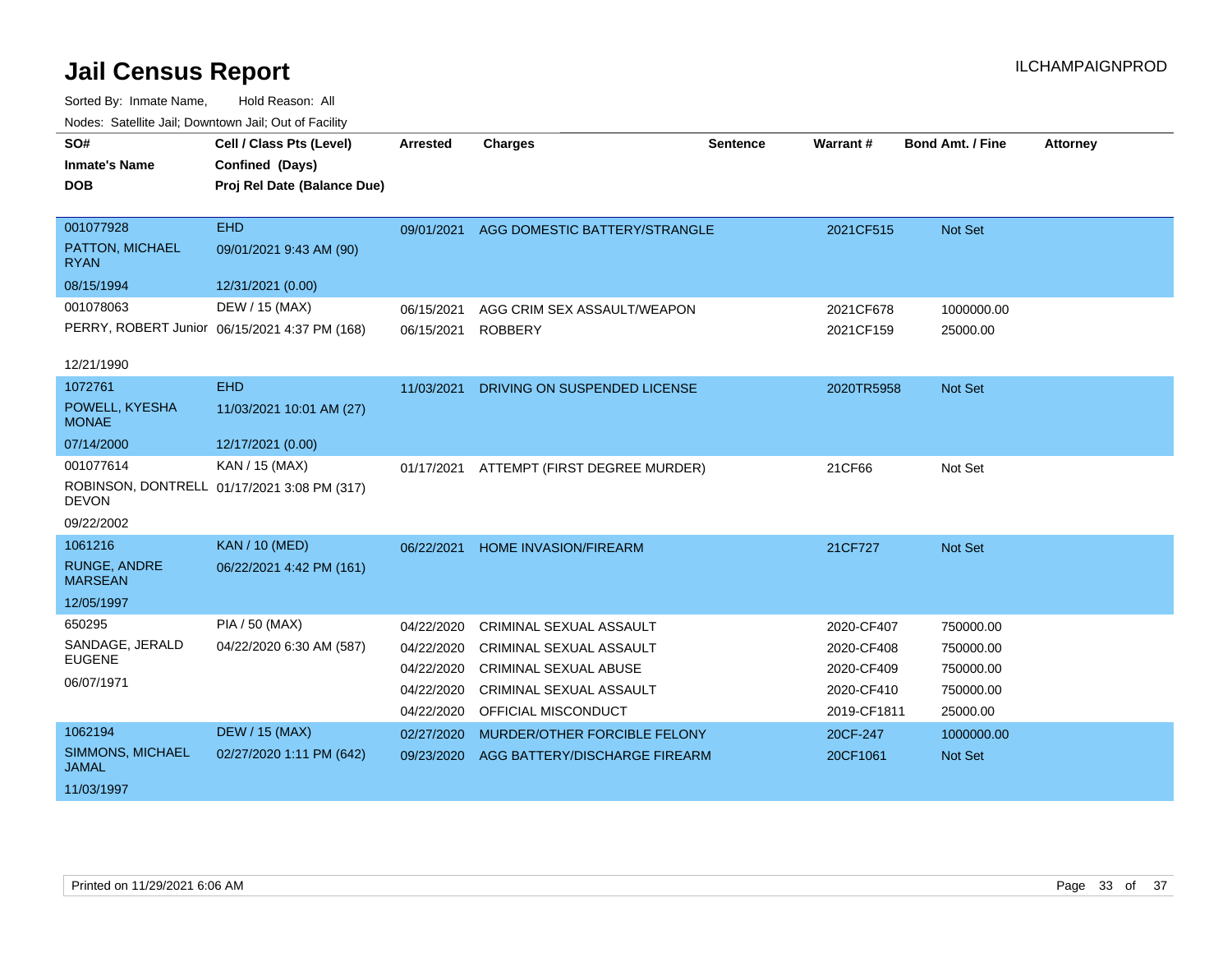# Jail Census Report

Sorted By: Inmate Name, Hold Reason: All

Nodes: Satellite Jail; Downtown Jail; Out of Facility

| SO# / Inmate's Name / DOB | Cell / Class Pts (Level) / Confined (Days) / Proj Rel Date (Balance Due) | Arrested | Charges | Sentence | Warrant # | Bond Amt. / Fine | Attorney |
|---|---|---|---|---|---|---|---|
| 001077928<br>PATTON, MICHAEL RYAN<br>08/15/1994 | EHD<br>09/01/2021 9:43 AM (90)<br>12/31/2021 (0.00) | 09/01/2021 | AGG DOMESTIC BATTERY/STRANGLE | | 2021CF515 | Not Set | |
| 001078063<br>PERRY, ROBERT Junior<br>12/21/1990 | DEW / 15 (MAX)<br>06/15/2021 4:37 PM (168) | 06/15/2021 | AGG CRIM SEX ASSAULT/WEAPON | | 2021CF678 | 1000000.00 | |
| | | 06/15/2021 | ROBBERY | | 2021CF159 | 25000.00 | |
| 1072761<br>POWELL, KYESHA MONAE<br>07/14/2000 | EHD<br>11/03/2021 10:01 AM (27)<br>12/17/2021 (0.00) | 11/03/2021 | DRIVING ON SUSPENDED LICENSE | | 2020TR5958 | Not Set | |
| 001077614<br>ROBINSON, DONTRELL DEVON<br>09/22/2002 | KAN / 15 (MAX)<br>01/17/2021 3:08 PM (317) | 01/17/2021 | ATTEMPT (FIRST DEGREE MURDER) | | 21CF66 | Not Set | |
| 1061216<br>RUNGE, ANDRE MARSEAN<br>12/05/1997 | KAN / 10 (MED)<br>06/22/2021 4:42 PM (161) | 06/22/2021 | HOME INVASION/FIREARM | | 21CF727 | Not Set | |
| 650295<br>SANDAGE, JERALD EUGENE<br>06/07/1971 | PIA / 50 (MAX)<br>04/22/2020 6:30 AM (587) | 04/22/2020 | CRIMINAL SEXUAL ASSAULT | | 2020-CF407 | 750000.00 | |
| | | 04/22/2020 | CRIMINAL SEXUAL ASSAULT | | 2020-CF408 | 750000.00 | |
| | | 04/22/2020 | CRIMINAL SEXUAL ABUSE | | 2020-CF409 | 750000.00 | |
| | | 04/22/2020 | CRIMINAL SEXUAL ASSAULT | | 2020-CF410 | 750000.00 | |
| | | 04/22/2020 | OFFICIAL MISCONDUCT | | 2019-CF1811 | 25000.00 | |
| 1062194<br>SIMMONS, MICHAEL JAMAL<br>11/03/1997 | DEW / 15 (MAX)<br>02/27/2020 1:11 PM (642) | 02/27/2020 | MURDER/OTHER FORCIBLE FELONY | | 20CF-247 | 1000000.00 | |
| | | 09/23/2020 | AGG BATTERY/DISCHARGE FIREARM | | 20CF1061 | Not Set | |

Printed on 11/29/2021 6:06 AM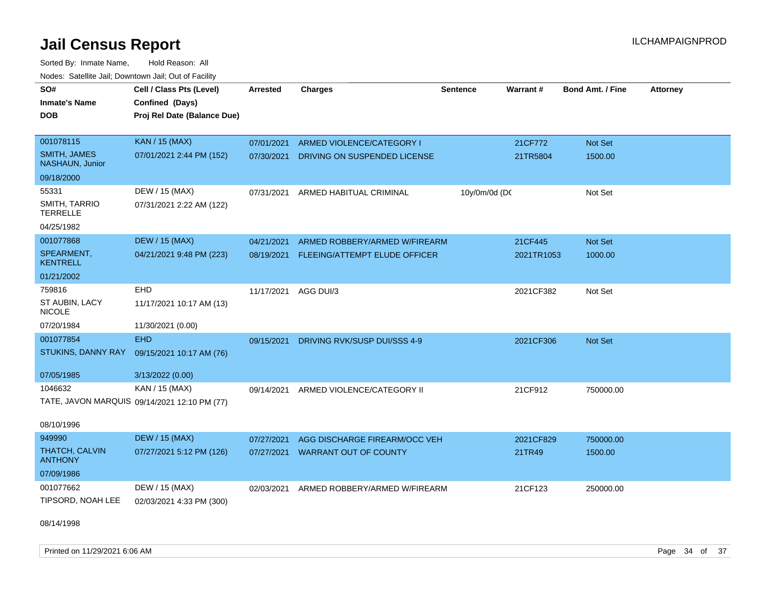# Jail Census Report

Sorted By: Inmate Name, Hold Reason: All

Nodes: Satellite Jail; Downtown Jail; Out of Facility

| SO# / Inmate's Name / DOB | Cell / Class Pts (Level) / Confined (Days) / Proj Rel Date (Balance Due) | Arrested | Charges | Sentence | Warrant # | Bond Amt. / Fine | Attorney |
|---|---|---|---|---|---|---|---|
| 001078115<br>SMITH, JAMES NASHAUN, Junior<br>09/18/2000 | KAN / 15 (MAX)<br>07/01/2021 2:44 PM (152) | 07/01/2021<br>07/30/2021 | ARMED VIOLENCE/CATEGORY I<br>DRIVING ON SUSPENDED LICENSE | | 21CF772<br>21TR5804 | Not Set<br>1500.00 | |
| 55331<br>SMITH, TARRIO TERRELLE<br>04/25/1982 | DEW / 15 (MAX)<br>07/31/2021 2:22 AM (122) | 07/31/2021 | ARMED HABITUAL CRIMINAL | 10y/0m/0d (DC | | Not Set | |
| 001077868<br>SPEARMENT, KENTRELL<br>01/21/2002 | DEW / 15 (MAX)<br>04/21/2021 9:48 PM (223) | 04/21/2021<br>08/19/2021 | ARMED ROBBERY/ARMED W/FIREARM<br>FLEEING/ATTEMPT ELUDE OFFICER | | 21CF445<br>2021TR1053 | Not Set<br>1000.00 | |
| 759816<br>ST AUBIN, LACY NICOLE<br>07/20/1984 | EHD<br>11/17/2021 10:17 AM (13)<br>11/30/2021 (0.00) | 11/17/2021 | AGG DUI/3 | | 2021CF382 | Not Set | |
| 001077854<br>STUKINS, DANNY RAY<br>07/05/1985 | EHD<br>09/15/2021 10:17 AM (76)<br>3/13/2022 (0.00) | 09/15/2021 | DRIVING RVK/SUSP DUI/SSS 4-9 | | 2021CF306 | Not Set | |
| 1046632<br>TATE, JAVON MARQUIS<br>08/10/1996 | KAN / 15 (MAX)<br>09/14/2021 12:10 PM (77) | 09/14/2021 | ARMED VIOLENCE/CATEGORY II | | 21CF912 | 750000.00 | |
| 949990<br>THATCH, CALVIN ANTHONY<br>07/09/1986 | DEW / 15 (MAX)<br>07/27/2021 5:12 PM (126) | 07/27/2021<br>07/27/2021 | AGG DISCHARGE FIREARM/OCC VEH<br>WARRANT OUT OF COUNTY | | 2021CF829<br>21TR49 | 750000.00<br>1500.00 | |
| 001077662<br>TIPSORD, NOAH LEE<br>08/14/1998 | DEW / 15 (MAX)<br>02/03/2021 4:33 PM (300) | 02/03/2021 | ARMED ROBBERY/ARMED W/FIREARM | | 21CF123 | 250000.00 | |

Printed on 11/29/2021 6:06 AM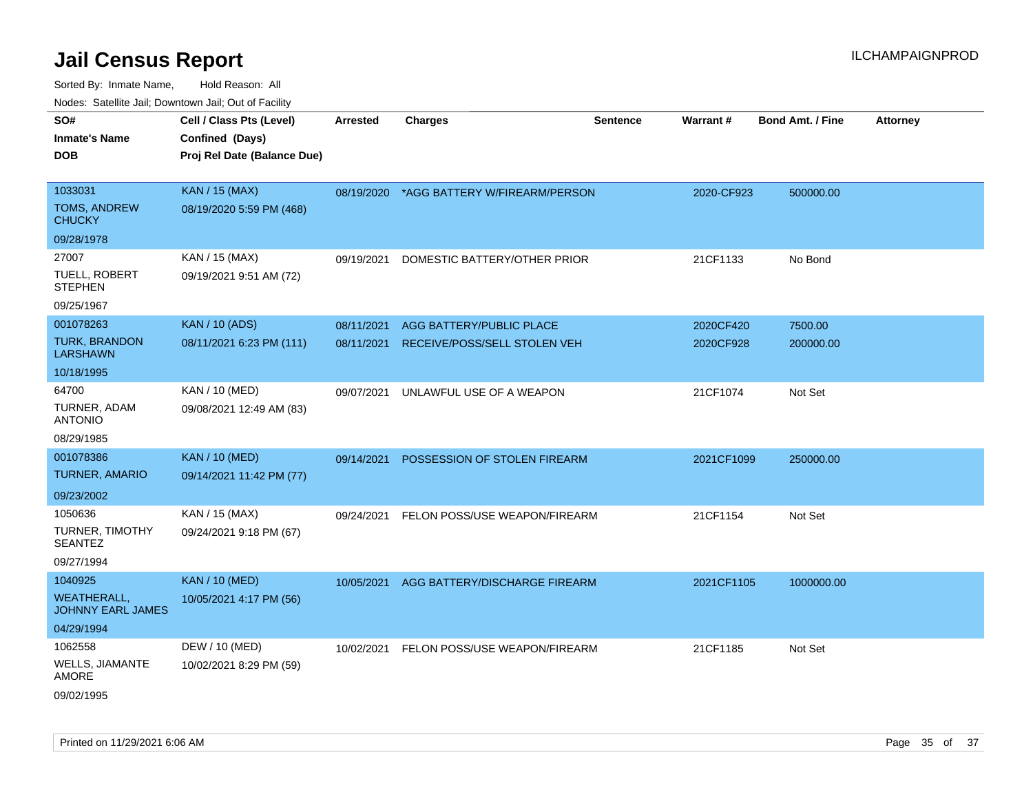# Jail Census Report

ILCHAMPAIGNPROD

Sorted By: Inmate Name, Hold Reason: All

Nodes: Satellite Jail; Downtown Jail; Out of Facility

| SO# / Inmate's Name / DOB | Cell / Class Pts (Level) / Confined (Days) / Proj Rel Date (Balance Due) | Arrested | Charges | Sentence | Warrant # | Bond Amt. / Fine | Attorney |
|---|---|---|---|---|---|---|---|
| 1033031<br>TOMS, ANDREW CHUCKY<br>09/28/1978 | KAN / 15 (MAX)<br>08/19/2020 5:59 PM (468) | 08/19/2020 | *AGG BATTERY W/FIREARM/PERSON | | 2020-CF923 | 500000.00 | |
| 27007<br>TUELL, ROBERT STEPHEN<br>09/25/1967 | KAN / 15 (MAX)<br>09/19/2021 9:51 AM (72) | 09/19/2021 | DOMESTIC BATTERY/OTHER PRIOR | | 21CF1133 | No Bond | |
| 001078263<br>TURK, BRANDON LARSHAWN<br>10/18/1995 | KAN / 10 (ADS)<br>08/11/2021 6:23 PM (111) | 08/11/2021<br>08/11/2021 | AGG BATTERY/PUBLIC PLACE<br>RECEIVE/POSS/SELL STOLEN VEH | | 2020CF420<br>2020CF928 | 7500.00<br>200000.00 | |
| 64700<br>TURNER, ADAM ANTONIO<br>08/29/1985 | KAN / 10 (MED)<br>09/08/2021 12:49 AM (83) | 09/07/2021 | UNLAWFUL USE OF A WEAPON | | 21CF1074 | Not Set | |
| 001078386<br>TURNER, AMARIO<br>09/23/2002 | KAN / 10 (MED)<br>09/14/2021 11:42 PM (77) | 09/14/2021 | POSSESSION OF STOLEN FIREARM | | 2021CF1099 | 250000.00 | |
| 1050636<br>TURNER, TIMOTHY SEANTEZ<br>09/27/1994 | KAN / 15 (MAX)<br>09/24/2021 9:18 PM (67) | 09/24/2021 | FELON POSS/USE WEAPON/FIREARM | | 21CF1154 | Not Set | |
| 1040925<br>WEATHERALL, JOHNNY EARL JAMES<br>04/29/1994 | KAN / 10 (MED)<br>10/05/2021 4:17 PM (56) | 10/05/2021 | AGG BATTERY/DISCHARGE FIREARM | | 2021CF1105 | 1000000.00 | |
| 1062558<br>WELLS, JIAMANTE AMORE<br>09/02/1995 | DEW / 10 (MED)<br>10/02/2021 8:29 PM (59) | 10/02/2021 | FELON POSS/USE WEAPON/FIREARM | | 21CF1185 | Not Set | |

Printed on 11/29/2021 6:06 AM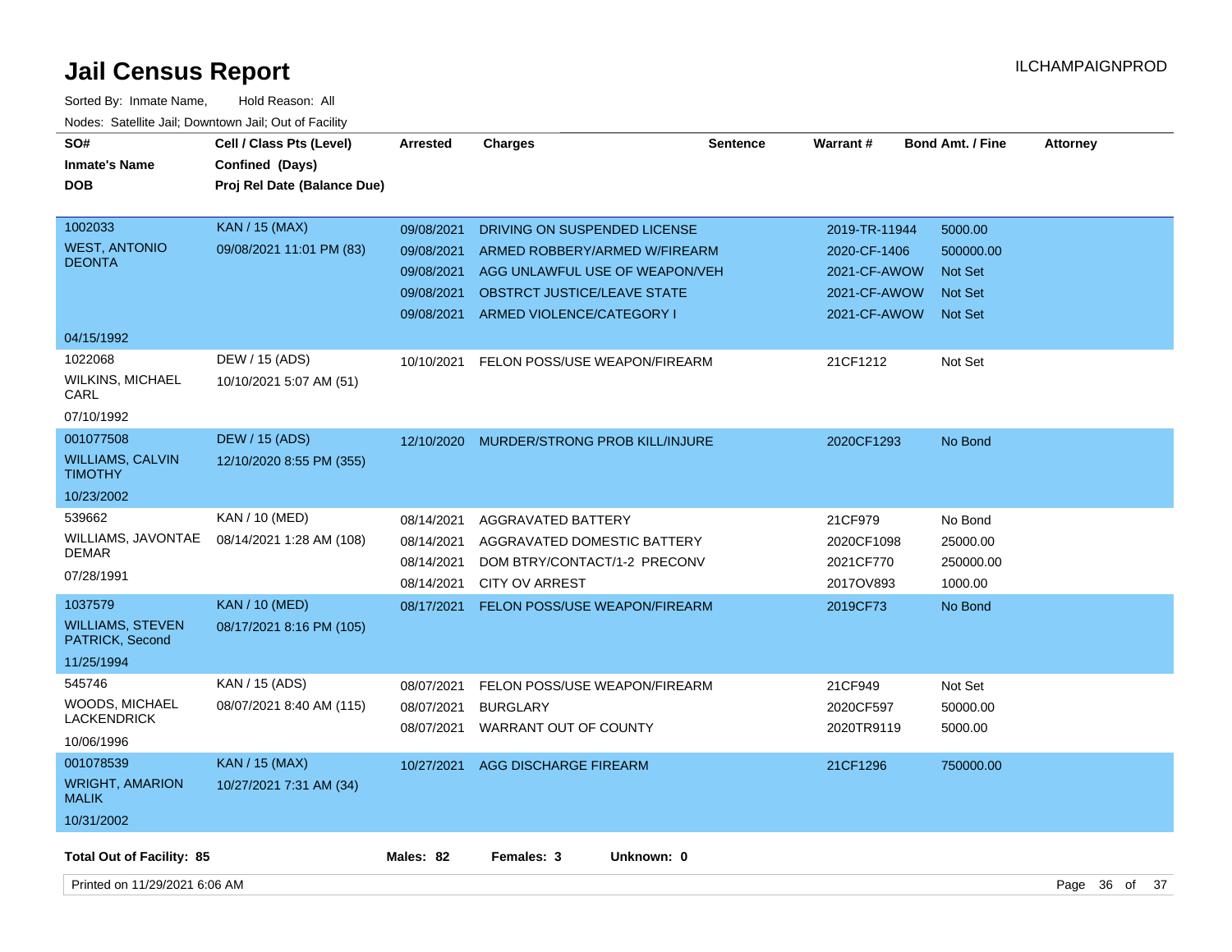# Jail Census Report

ILCHAMPAIGNPROD

Sorted By: Inmate Name, Hold Reason: All

Nodes: Satellite Jail; Downtown Jail; Out of Facility

| SO# / Inmate's Name / DOB | Cell / Class Pts (Level) / Confined (Days) / Proj Rel Date (Balance Due) | Arrested | Charges | Sentence | Warrant # | Bond Amt. / Fine | Attorney |
|---|---|---|---|---|---|---|---|
| 1002033 WEST, ANTONIO DEONTA 04/15/1992 | KAN / 15 (MAX) 09/08/2021 11:01 PM (83) | 09/08/2021 | DRIVING ON SUSPENDED LICENSE | | 2019-TR-11944 | 5000.00 | |
| | | 09/08/2021 | ARMED ROBBERY/ARMED W/FIREARM | | 2020-CF-1406 | 500000.00 | |
| | | 09/08/2021 | AGG UNLAWFUL USE OF WEAPON/VEH | | 2021-CF-AWOW | Not Set | |
| | | 09/08/2021 | OBSTRCT JUSTICE/LEAVE STATE | | 2021-CF-AWOW | Not Set | |
| | | 09/08/2021 | ARMED VIOLENCE/CATEGORY I | | 2021-CF-AWOW | Not Set | |
| 1022068 WILKINS, MICHAEL CARL 07/10/1992 | DEW / 15 (ADS) 10/10/2021 5:07 AM (51) | 10/10/2021 | FELON POSS/USE WEAPON/FIREARM | | 21CF1212 | Not Set | |
| 001077508 WILLIAMS, CALVIN TIMOTHY 10/23/2002 | DEW / 15 (ADS) 12/10/2020 8:55 PM (355) | 12/10/2020 | MURDER/STRONG PROB KILL/INJURE | | 2020CF1293 | No Bond | |
| 539662 WILLIAMS, JAVONTAE DEMAR 07/28/1991 | KAN / 10 (MED) 08/14/2021 1:28 AM (108) | 08/14/2021 | AGGRAVATED BATTERY | | 21CF979 | No Bond | |
| | | 08/14/2021 | AGGRAVATED DOMESTIC BATTERY | | 2020CF1098 | 25000.00 | |
| | | 08/14/2021 | DOM BTRY/CONTACT/1-2 PRECONV | | 2021CF770 | 250000.00 | |
| | | 08/14/2021 | CITY OV ARREST | | 2017OV893 | 1000.00 | |
| 1037579 WILLIAMS, STEVEN PATRICK, Second 11/25/1994 | KAN / 10 (MED) 08/17/2021 8:16 PM (105) | 08/17/2021 | FELON POSS/USE WEAPON/FIREARM | | 2019CF73 | No Bond | |
| 545746 WOODS, MICHAEL LACKENDRICK 10/06/1996 | KAN / 15 (ADS) 08/07/2021 8:40 AM (115) | 08/07/2021 | FELON POSS/USE WEAPON/FIREARM | | 21CF949 | Not Set | |
| | | 08/07/2021 | BURGLARY | | 2020CF597 | 50000.00 | |
| | | 08/07/2021 | WARRANT OUT OF COUNTY | | 2020TR9119 | 5000.00 | |
| 001078539 WRIGHT, AMARION MALIK 10/31/2002 | KAN / 15 (MAX) 10/27/2021 7:31 AM (34) | 10/27/2021 | AGG DISCHARGE FIREARM | | 21CF1296 | 750000.00 | |

**Total Out of Facility: 85** **Males: 82** **Females: 3** **Unknown: 0**

Printed on 11/29/2021 6:06 AM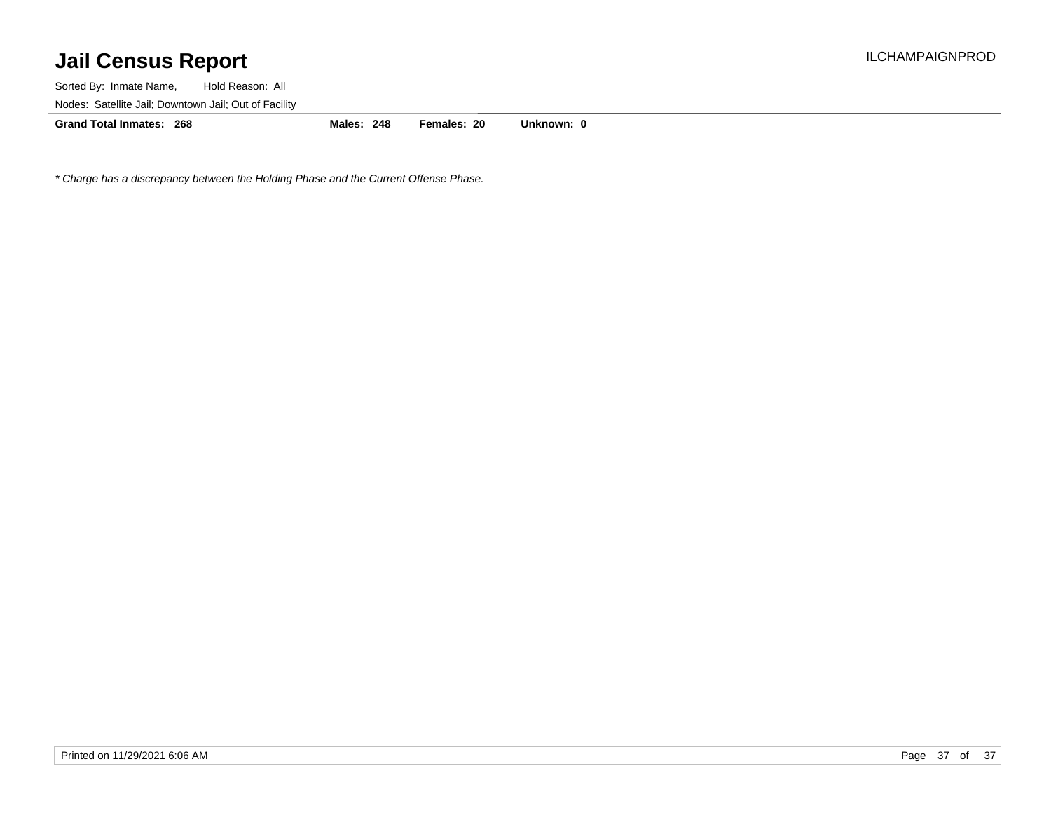# Jail Census Report

ILCHAMPAIGNPROD

Sorted By: Inmate Name, Hold Reason: All

Nodes: Satellite Jail; Downtown Jail; Out of Facility

**Grand Total Inmates: 268** **Males: 248** **Females: 20** **Unknown: 0**

*\* Charge has a discrepancy between the Holding Phase and the Current Offense Phase.*

Printed on 11/29/2021 6:06 AM